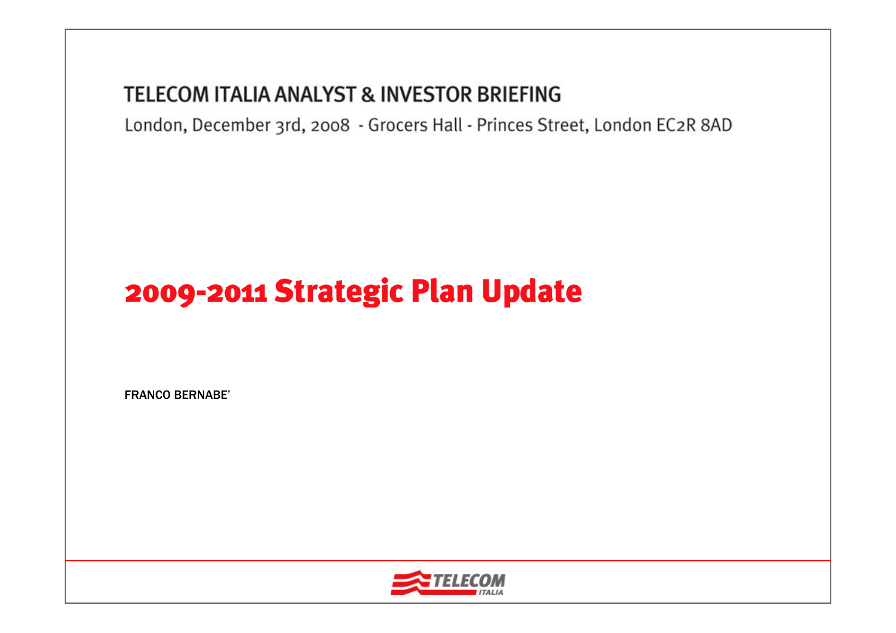## TELECOM ITALIA ANALYST & INVESTOR BRIEFING

London, December 3rd, 2008 - Grocers Hall - Princes Street, London EC2R 8AD

# 2009-2011 Strategic Plan Update

FRANCO BERNABE'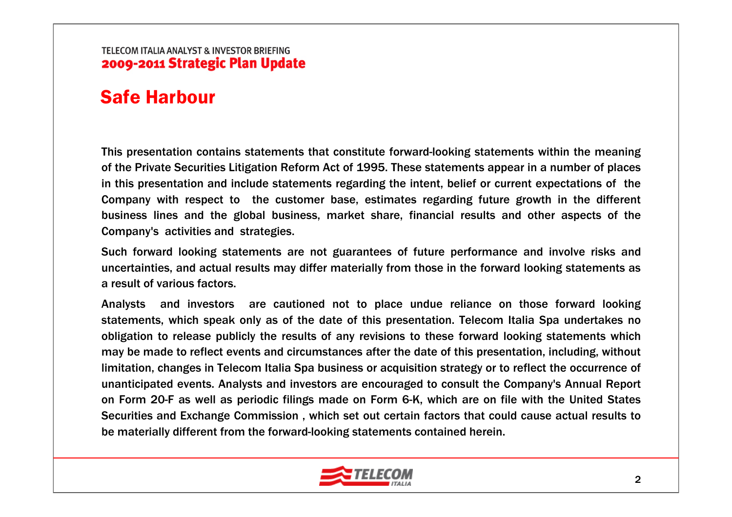# Safe Harbour

This presentation contains statements that constitute forward-looking statements within the meaning of the Private Securities Litigation Reform Act of 1995. These statements appear in a number of places in this presentation and include statements regarding the intent, belief or current expectations of the Company with respect to the customer base, estimates regarding future growth in the different business lines and the global business, market share, financial results and other aspects of the Company's activities and strategies.

Such forward looking statements are not guarantees of future performance and involve risks and uncertainties, and actual results may differ materially from those in the forward looking statements as a result of various factors.

Analysts and investors are cautioned not to place undue reliance on those forward looking statements, which speak only as of the date of this presentation. Telecom Italia Spa undertakes no obligation to release publicly the results of any revisions to these forward looking statements which may be made to reflect events and circumstances after the date of this presentation, including, without limitation, changes in Telecom Italia Spa business or acquisition strategy or to reflect the occurrence of unanticipated events. Analysts and investors are encouraged to consult the Company's Annual Report on Form 20-F as well as periodic filings made on Form 6-K, which are on file with the United States Securities and Exchange Commission , which set out certain factors that could cause actual results to be materially different from the forward-looking statements contained herein.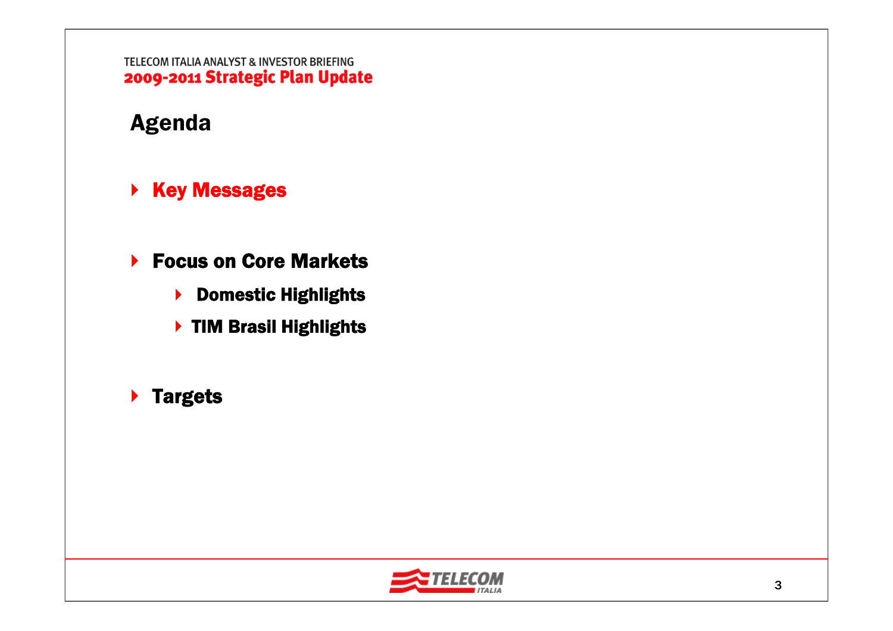# Agenda

- **Key Messages**
- **Focus on Core Markets**
  - **Domestic Highlights**
  - **TIM Brasil Highlights**
- **Targets**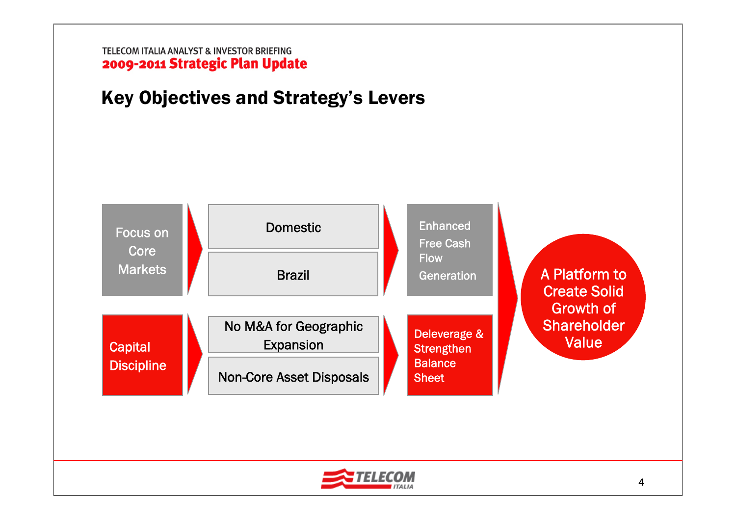## Key Objectives and Strategy's Levers

- **Focus on Core Markets**
  - Domestic
  - Brazil
  - → Enhanced Free Cash Flow Generation
- **Capital Discipline**
  - No M&A for Geographic Expansion
  - Non-Core Asset Disposals
  - → Deleverage & Strengthen Balance Sheet

→ **A Platform to Create Solid Growth of Shareholder Value**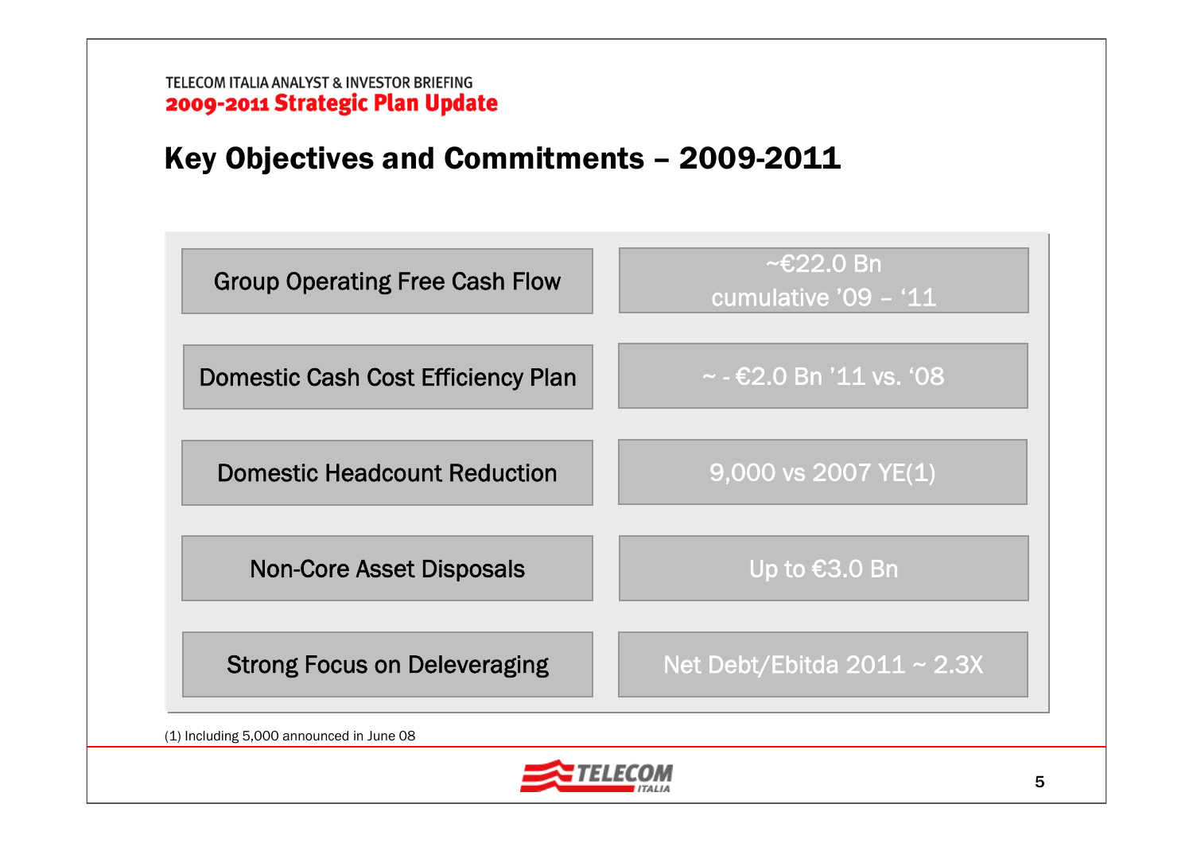TELECOM ITALIA ANALYST & INVESTOR BRIEFING

**2009-2011 Strategic Plan Update**

## Key Objectives and Commitments – 2009-2011

| | |
|---|---|
| Group Operating Free Cash Flow | ~€22.0 Bn cumulative '09 – '11 |
| Domestic Cash Cost Efficiency Plan | ~ - €2.0 Bn '11 vs. '08 |
| Domestic Headcount Reduction | 9,000 vs 2007 YE(1) |
| Non-Core Asset Disposals | Up to €3.0 Bn |
| Strong Focus on Deleveraging | Net Debt/Ebitda 2011 ~ 2.3X |

(1) Including 5,000 announced in June 08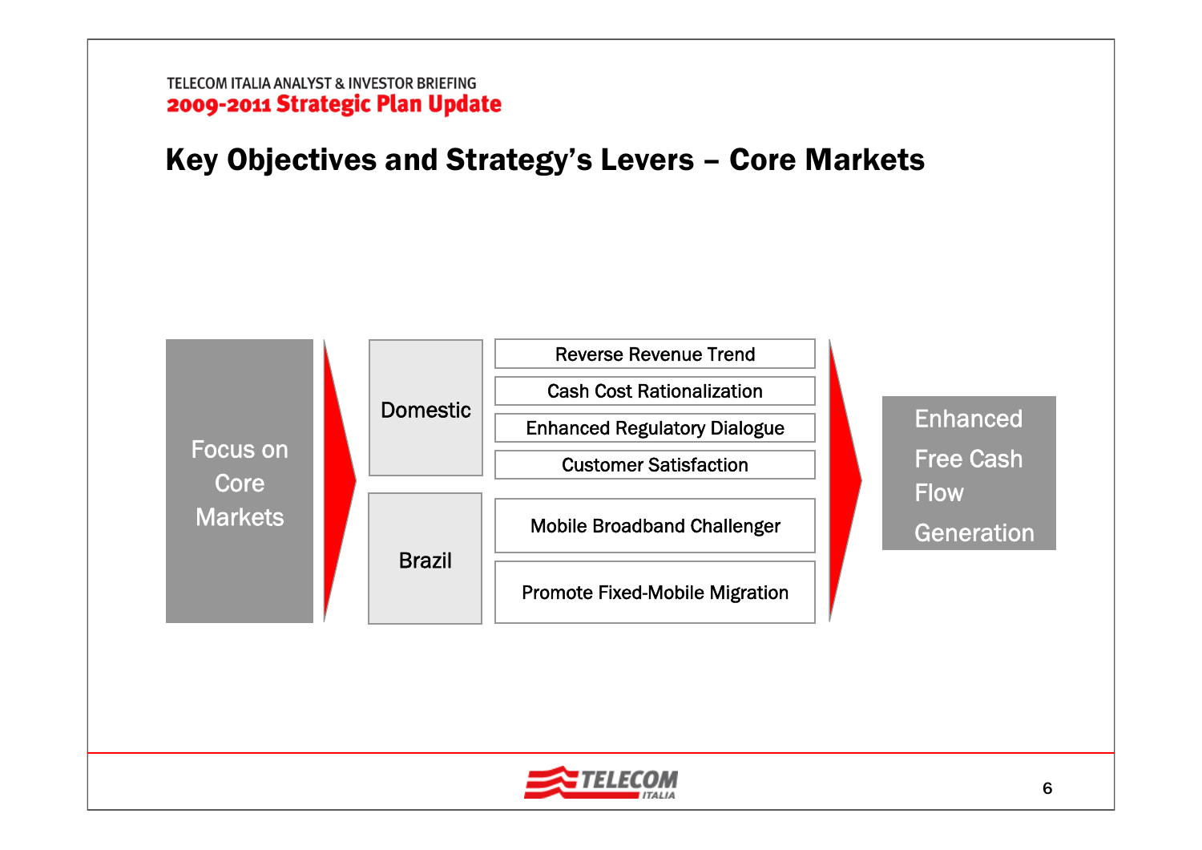# Key Objectives and Strategy's Levers – Core Markets

**Focus on Core Markets**

- **Domestic**
  - Reverse Revenue Trend
  - Cash Cost Rationalization
  - Enhanced Regulatory Dialogue
  - Customer Satisfaction
- **Brazil**
  - Mobile Broadband Challenger
  - Promote Fixed-Mobile Migration

**Enhanced Free Cash Flow Generation**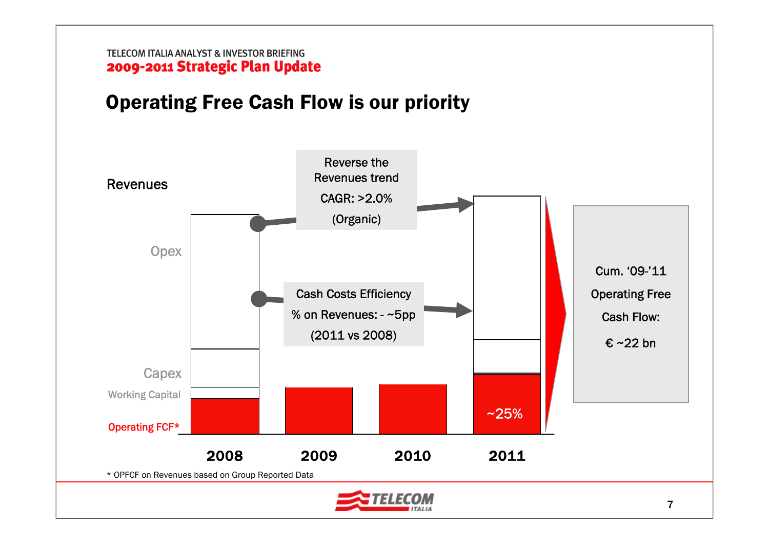# Operating Free Cash Flow is our priority

Revenues

Opex

Capex

Working Capital

Operating FCF*

Reverse the Revenues trend

CAGR: >2.0%

(Organic)

Cash Costs Efficiency

% on Revenues: - ~5pp

(2011 vs 2008)

~25%

2008 2009 2010 2011

Cum. '09-'11

Operating Free

Cash Flow:

€ ~22 bn

\* OPFCF on Revenues based on Group Reported Data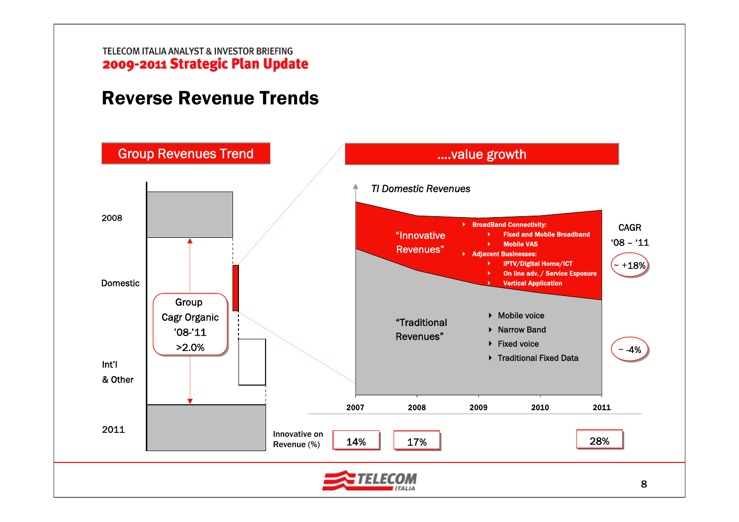TELECOM ITALIA ANALYST & INVESTOR BRIEFING

**2009-2011 Strategic Plan Update**

# Reverse Revenue Trends

## Group Revenues Trend

2008

Domestic

Group Cagr Organic '08-'11 >2.0%

Int'l & Other

2011

## ....value growth

*TI Domestic Revenues*

"Innovative Revenues"

- BroadBand Connectivity:
  - Fixed and Mobile Broadband
  - Mobile VAS
- Adjacent Businesses:
  - IPTV/Digital Home/ICT
  - On line adv. / Service Exposure
  - Vertical Application

"Traditional Revenues"

- Mobile voice
- Narrow Band
- Fixed voice
- Traditional Fixed Data

CAGR '08 – '11

- Innovative: ~ +18%
- Traditional: ~ -4%

| | 2007 | 2008 | 2009 | 2010 | 2011 |
|---|---|---|---|---|---|
| Innovative on Revenue (%) | 14% | 17% | | | 28% |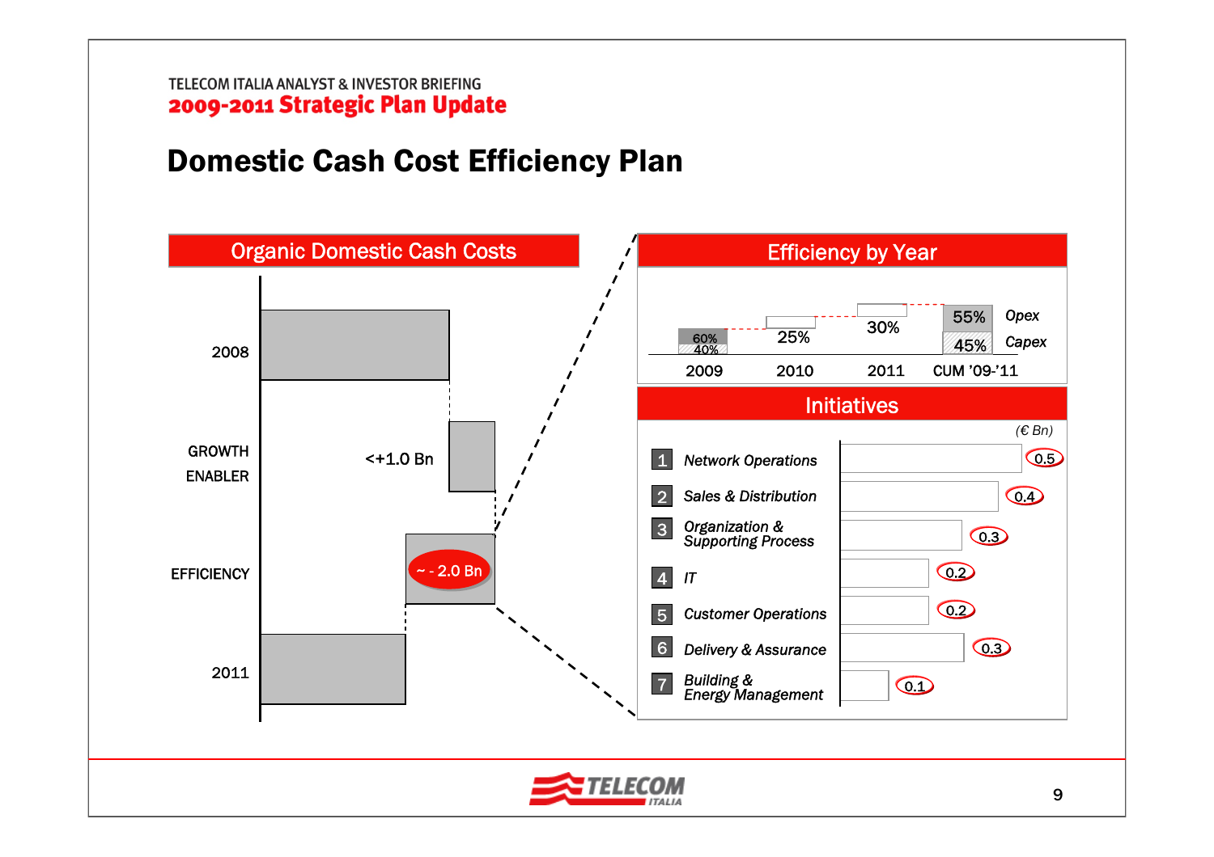# Domestic Cash Cost Efficiency Plan

## Organic Domestic Cash Costs

| | |
|---|---|
| 2008 | |
| GROWTH ENABLER | <+1.0 Bn |
| EFFICIENCY | ~ - 2.0 Bn |
| 2011 | |

## Efficiency by Year

| | 2009 | 2010 | 2011 | CUM '09-'11 |
|---|---|---|---|---|
| Total | | 25% | 30% | |
| Opex | 60% | | | 55% |
| Capex | 40% | | | 45% |

## Initiatives

(€ Bn)

| # | Initiative | € Bn |
|---|---|---|
| 1 | Network Operations | 0.5 |
| 2 | Sales & Distribution | 0.4 |
| 3 | Organization & Supporting Process | 0.3 |
| 4 | IT | 0.2 |
| 5 | Customer Operations | 0.2 |
| 6 | Delivery & Assurance | 0.3 |
| 7 | Building & Energy Management | 0.1 |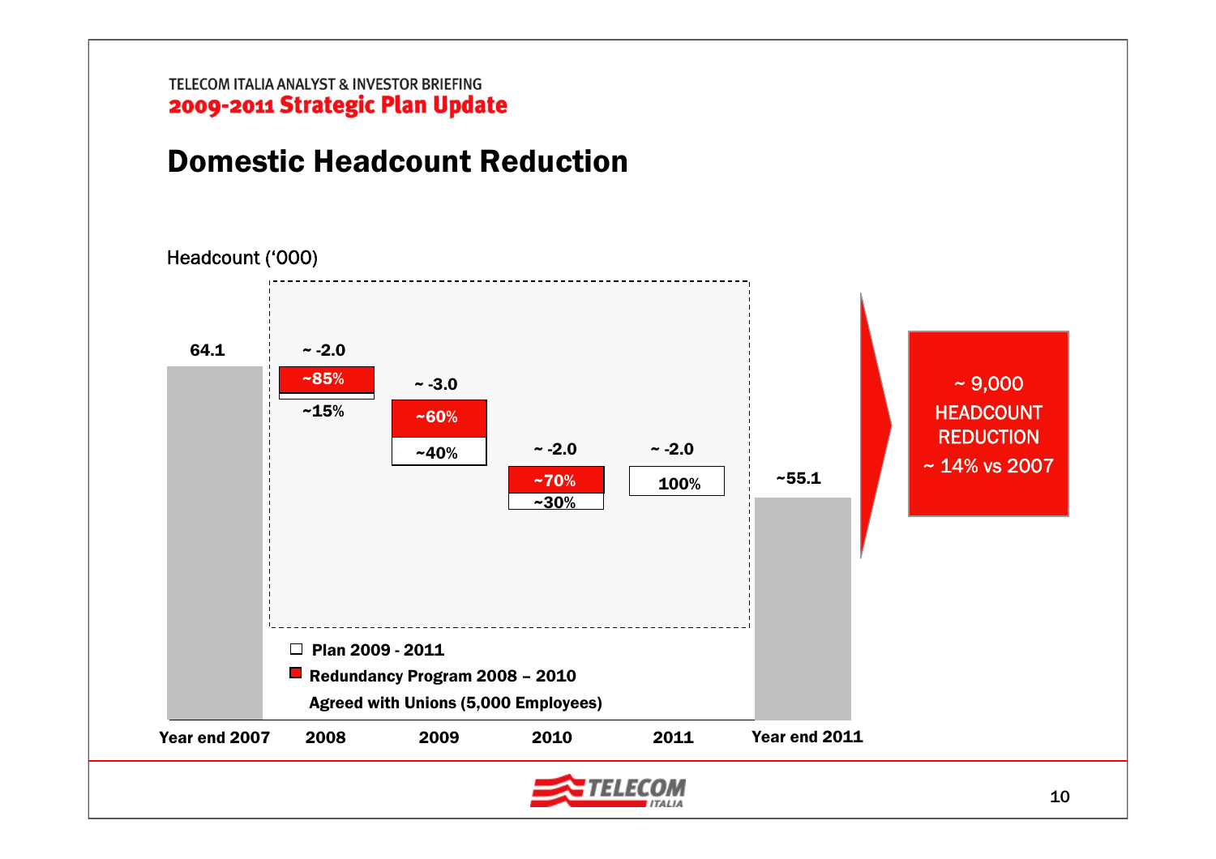TELECOM ITALIA ANALYST & INVESTOR BRIEFING

**2009-2011 Strategic Plan Update**

# Domestic Headcount Reduction

Headcount ('000)

| | Year end 2007 | 2008 | 2009 | 2010 | 2011 | Year end 2011 |
|---|---|---|---|---|---|---|
| Headcount / change | 64.1 | ~ -2.0 | ~ -3.0 | ~ -2.0 | ~ -2.0 | ~55.1 |
| Redundancy Program 2008 – 2010 Agreed with Unions (5,000 Employees) | | ~85% | ~60% | ~70% | | |
| Plan 2009 - 2011 | | ~15% | ~40% | ~30% | 100% | |

**~ 9,000 HEADCOUNT REDUCTION**

**~ 14% vs 2007**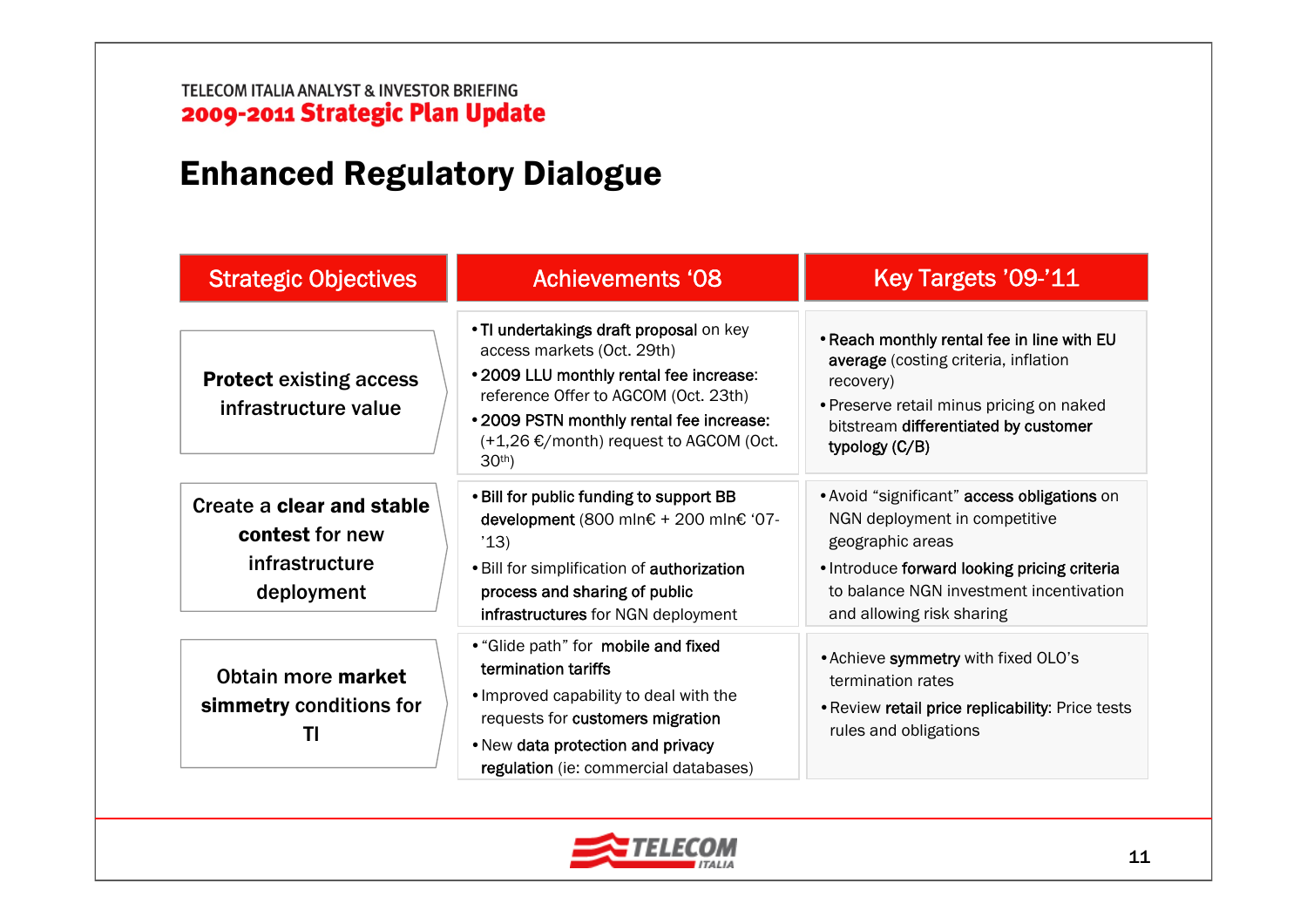TELECOM ITALIA ANALYST & INVESTOR BRIEFING

**2009-2011 Strategic Plan Update**

# Enhanced Regulatory Dialogue

| Strategic Objectives | Achievements '08 | Key Targets '09-'11 |
|---|---|---|
| **Protect** existing access infrastructure value | • **TI undertakings draft proposal** on key access markets (Oct. 29th)<br>• **2009 LLU monthly rental fee increase:** reference Offer to AGCOM (Oct. 23th)<br>• **2009 PSTN monthly rental fee increase:** (+1,26 €/month) request to AGCOM (Oct. 30th) | • **Reach monthly rental fee in line with EU average** (costing criteria, inflation recovery)<br>• Preserve retail minus pricing on naked bitstream **differentiated by customer typology (C/B)** |
| Create a **clear and stable contest** for new infrastructure deployment | • **Bill for public funding to support BB development** (800 mln€ + 200 mln€ '07-'13)<br>• Bill for simplification of **authorization process and sharing of public infrastructures** for NGN deployment | • Avoid "significant" **access obligations** on NGN deployment in competitive geographic areas<br>• Introduce **forward looking pricing criteria** to balance NGN investment incentivation and allowing risk sharing |
| Obtain more **market simmetry conditions** for TI | • "Glide path" for **mobile and fixed termination tariffs**<br>• Improved capability to deal with the requests for **customers migration**<br>• New **data protection and privacy regulation** (ie: commercial databases) | • Achieve **symmetry** with fixed OLO's termination rates<br>• Review **retail price replicability:** Price tests rules and obligations |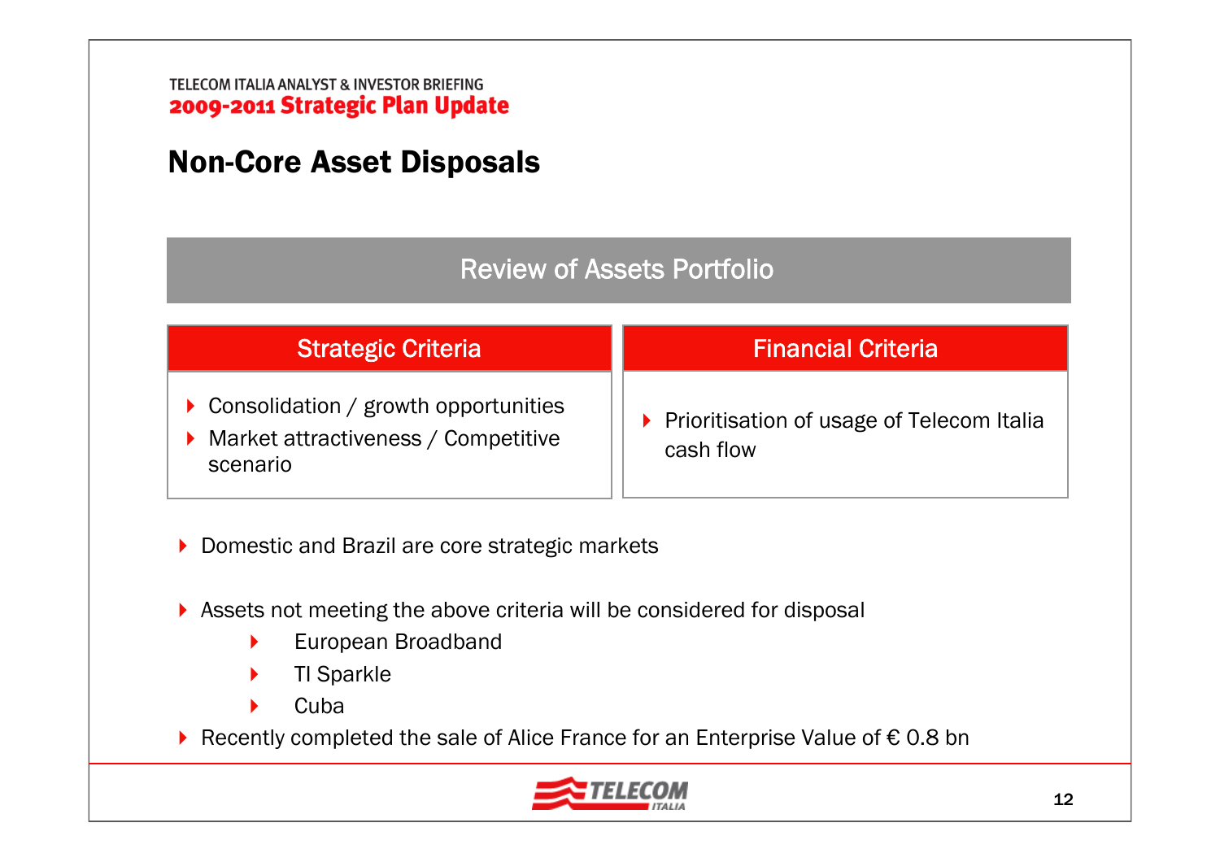## Non-Core Asset Disposals

### Review of Assets Portfolio

| Strategic Criteria | Financial Criteria |
|---|---|
| • Consolidation / growth opportunities<br>• Market attractiveness / Competitive scenario | • Prioritisation of usage of Telecom Italia cash flow |

- Domestic and Brazil are core strategic markets
- Assets not meeting the above criteria will be considered for disposal
  - European Broadband
  - TI Sparkle
  - Cuba
- Recently completed the sale of Alice France for an Enterprise Value of € 0.8 bn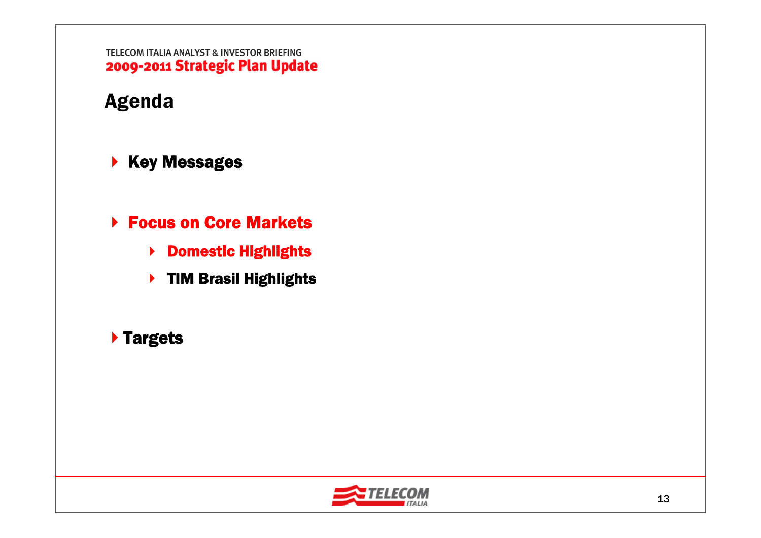# Agenda

- **Key Messages**
- **Focus on Core Markets**
  - **Domestic Highlights**
  - **TIM Brasil Highlights**
- **Targets**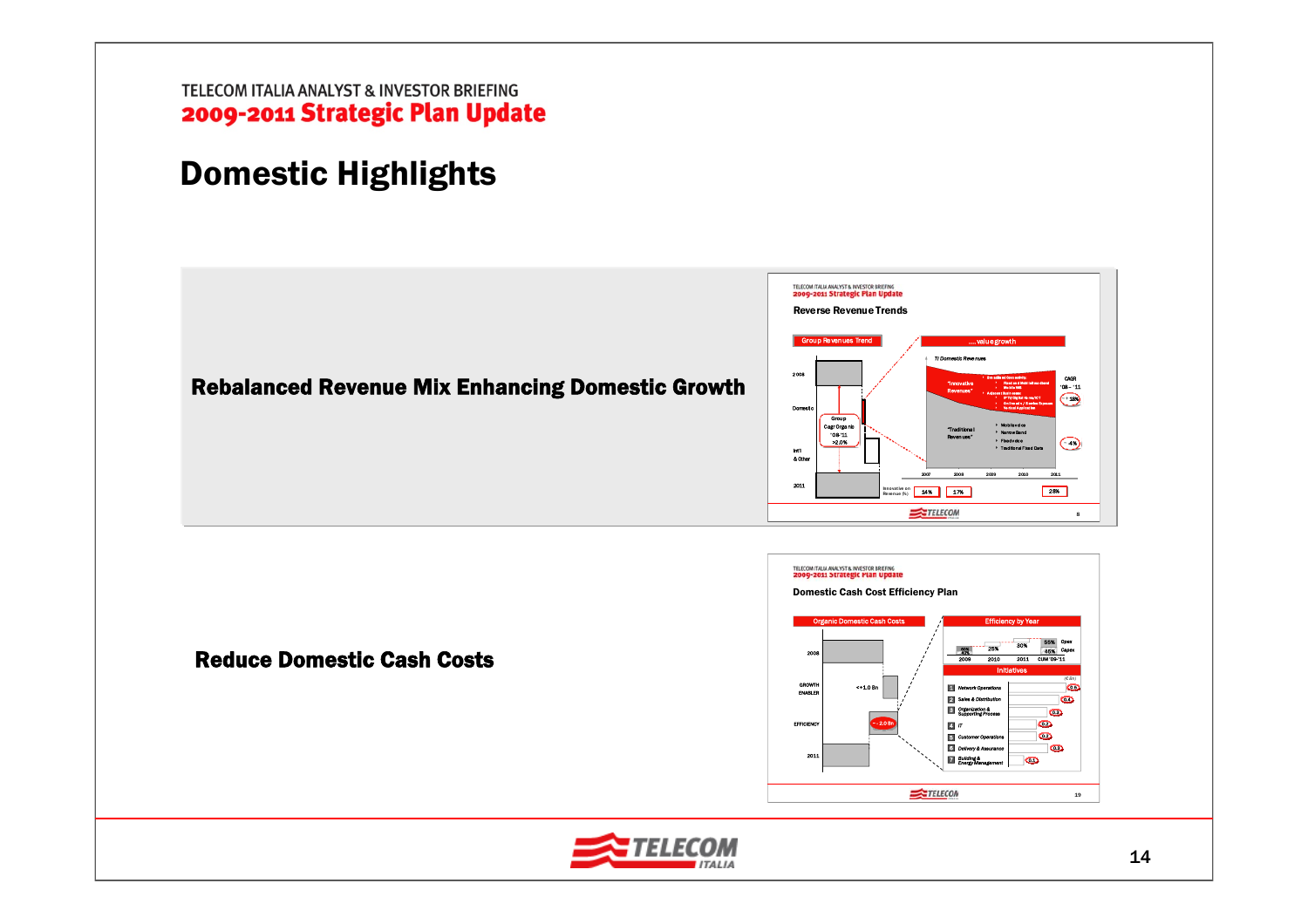# Domestic Highlights

**Rebalanced Revenue Mix Enhancing Domestic Growth**

**Reduce Domestic Cash Costs**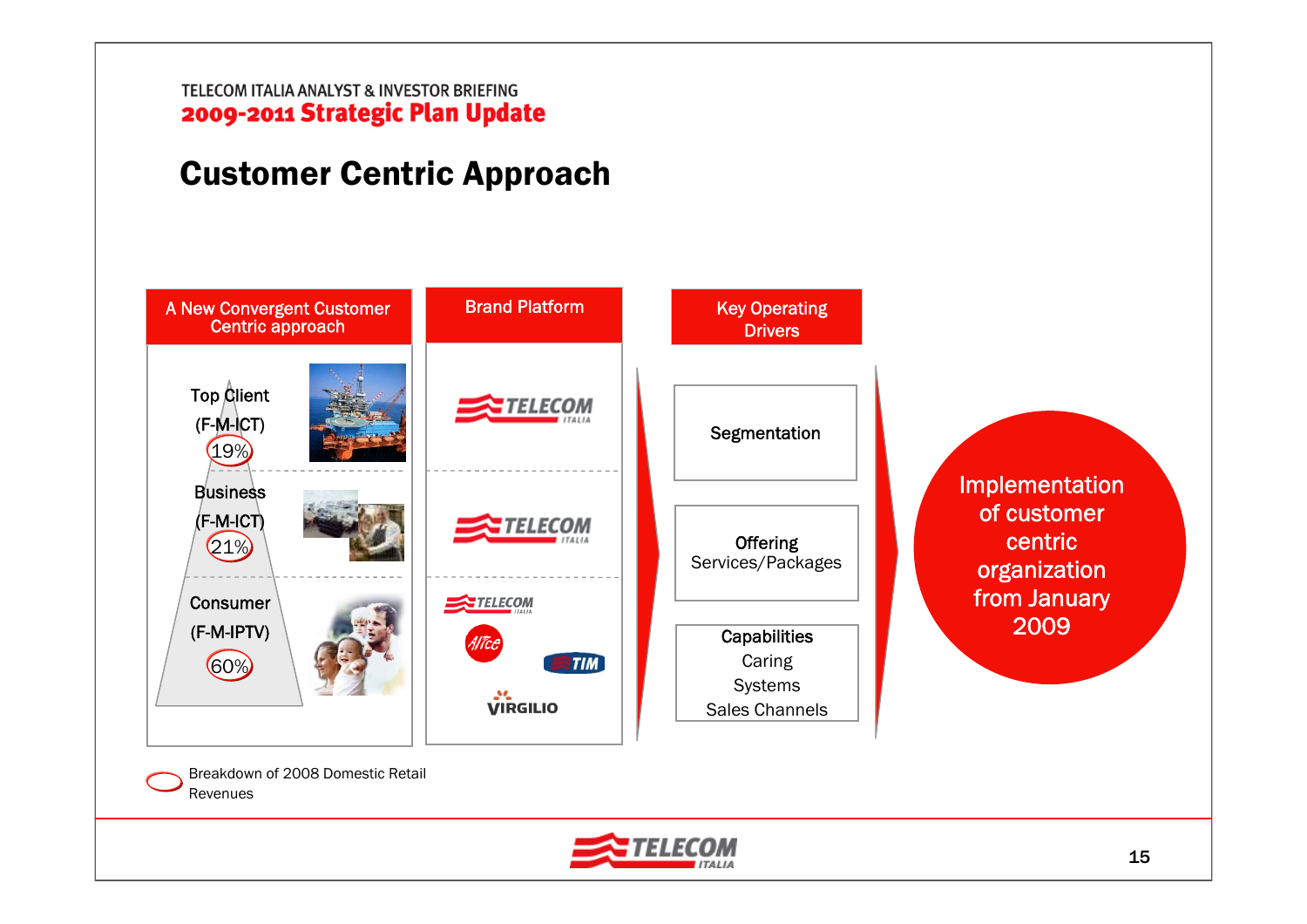TELECOM ITALIA ANALYST & INVESTOR BRIEFING

**2009-2011 Strategic Plan Update**

# Customer Centric Approach

| A New Convergent Customer Centric approach | Brand Platform |
|---|---|
| Top Client (F-M-ICT) 19% | TELECOM ITALIA |
| Business (F-M-ICT) 21% | TELECOM ITALIA |
| Consumer (F-M-IPTV) 60% | TELECOM ITALIA, Alice, TIM, VIRGILIO |

**Key Operating Drivers**

- **Segmentation**
- **Offering** Services/Packages
- **Capabilities** Caring, Systems, Sales Channels

**Implementation of customer centric organization from January 2009**

Breakdown of 2008 Domestic Retail Revenues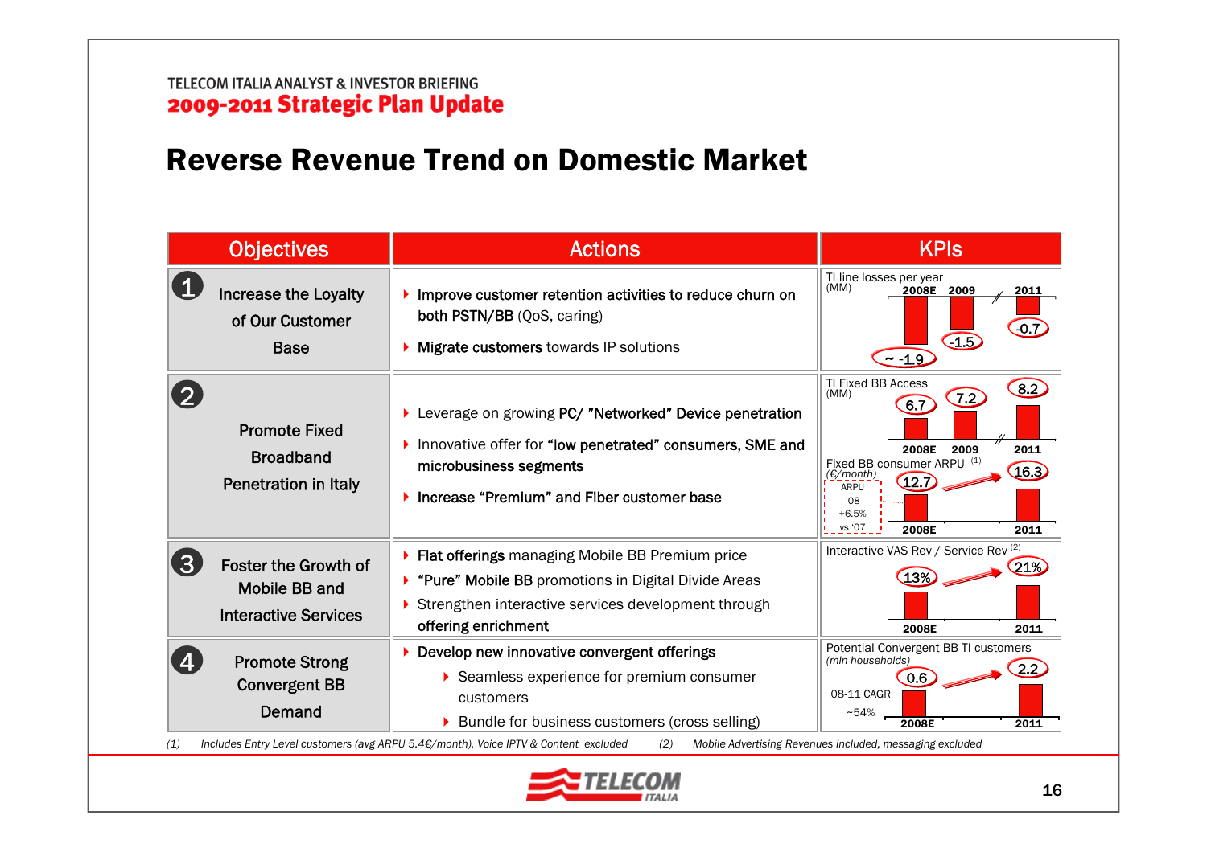TELECOM ITALIA ANALYST & INVESTOR BRIEFING
**2009-2011 Strategic Plan Update**

# Reverse Revenue Trend on Domestic Market

| Objectives | Actions | KPIs |
|---|---|---|
| 1 Increase the Loyalty of Our Customer Base | ▸ **Improve customer retention activities to reduce churn on both PSTN/BB** (QoS, caring)<br>▸ **Migrate customers** towards IP solutions | TI line losses per year (MM): 2008E ~ -1.9; 2009 -1.5; 2011 -0.7 |
| 2 Promote Fixed Broadband Penetration in Italy | ▸ Leverage on growing **PC/ "Networked" Device penetration**<br>▸ Innovative offer for **"low penetrated" consumers, SME and microbusiness segments**<br>▸ **Increase "Premium" and Fiber customer base** | TI Fixed BB Access (MM): 2008E 6.7; 2009 7.2; 2011 8.2<br>Fixed BB consumer ARPU (1) (€/month): 2008E 12.7; 2011 16.3 (ARPU '08 +6.5% vs '07) |
| 3 Foster the Growth of Mobile BB and Interactive Services | ▸ **Flat offerings** managing Mobile BB Premium price<br>▸ **"Pure" Mobile BB** promotions in Digital Divide Areas<br>▸ Strengthen interactive services development through **offering enrichment** | Interactive VAS Rev / Service Rev (2): 2008E 13%; 2011 21% |
| 4 Promote Strong Convergent BB Demand | ▸ **Develop new innovative convergent offerings**<br>  ▸ Seamless experience for premium consumer customers<br>  ▸ Bundle for business customers (cross selling) | Potential Convergent BB TI customers (mln households): 2008E 0.6; 2011 2.2 (08-11 CAGR ~54%) |

*(1) Includes Entry Level customers (avg ARPU 5.4€/month). Voice IPTV & Content excluded* *(2) Mobile Advertising Revenues included, messaging excluded*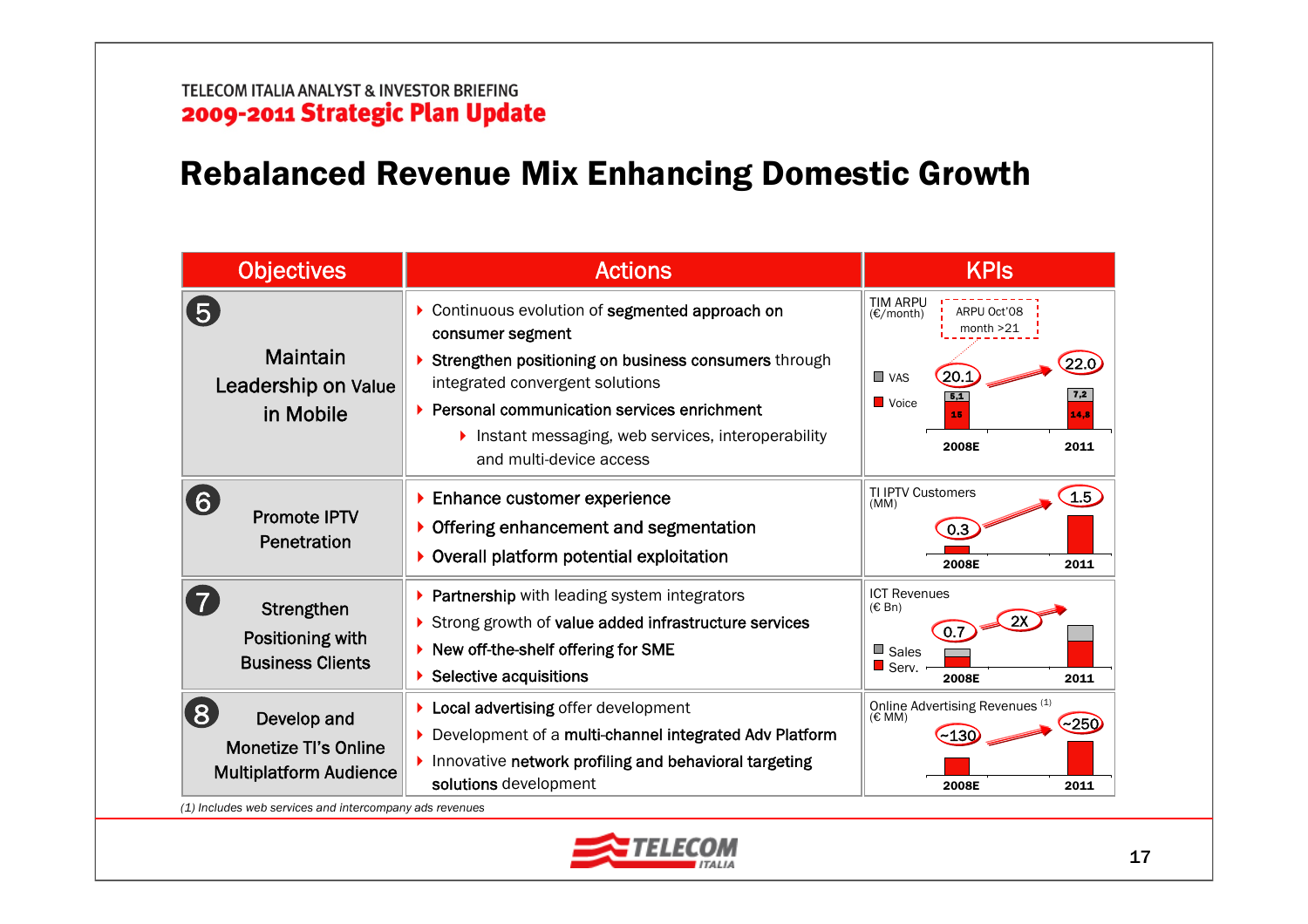# Rebalanced Revenue Mix Enhancing Domestic Growth

| Objectives | Actions | KPIs |
|---|---|---|
| **5** Maintain Leadership on Value in Mobile | • Continuous evolution of **segmented approach on consumer segment**<br>• **Strengthen positioning on business consumers** through integrated convergent solutions<br>• **Personal communication services enrichment**<br>  • Instant messaging, web services, interoperability and multi-device access | TIM ARPU (€/month): 2008E 20.1 (VAS 5.1, Voice 15) → 2011 22.0 (VAS 7.2, Voice 14.8); ARPU Oct'08 month >21 |
| **6** Promote IPTV Penetration | • **Enhance customer experience**<br>• **Offering enhancement and segmentation**<br>• **Overall platform potential exploitation** | TI IPTV Customers (MM): 2008E 0.3 → 2011 1.5 |
| **7** Strengthen Positioning with Business Clients | • **Partnership** with leading system integrators<br>• Strong growth of **value added infrastructure services**<br>• **New off-the-shelf offering for SME**<br>• **Selective acquisitions** | ICT Revenues (€ Bn) (Sales, Serv.): 2008E 0.7 → 2011 2X |
| **8** Develop and Monetize TI's Online Multiplatform Audience | • **Local advertising** offer development<br>• Development of a **multi-channel integrated Adv Platform**<br>• Innovative **network profiling and behavioral targeting solutions** development | Online Advertising Revenues [(1)] (€ MM): 2008E ~130 → 2011 ~250 |

*(1) Includes web services and intercompany ads revenues*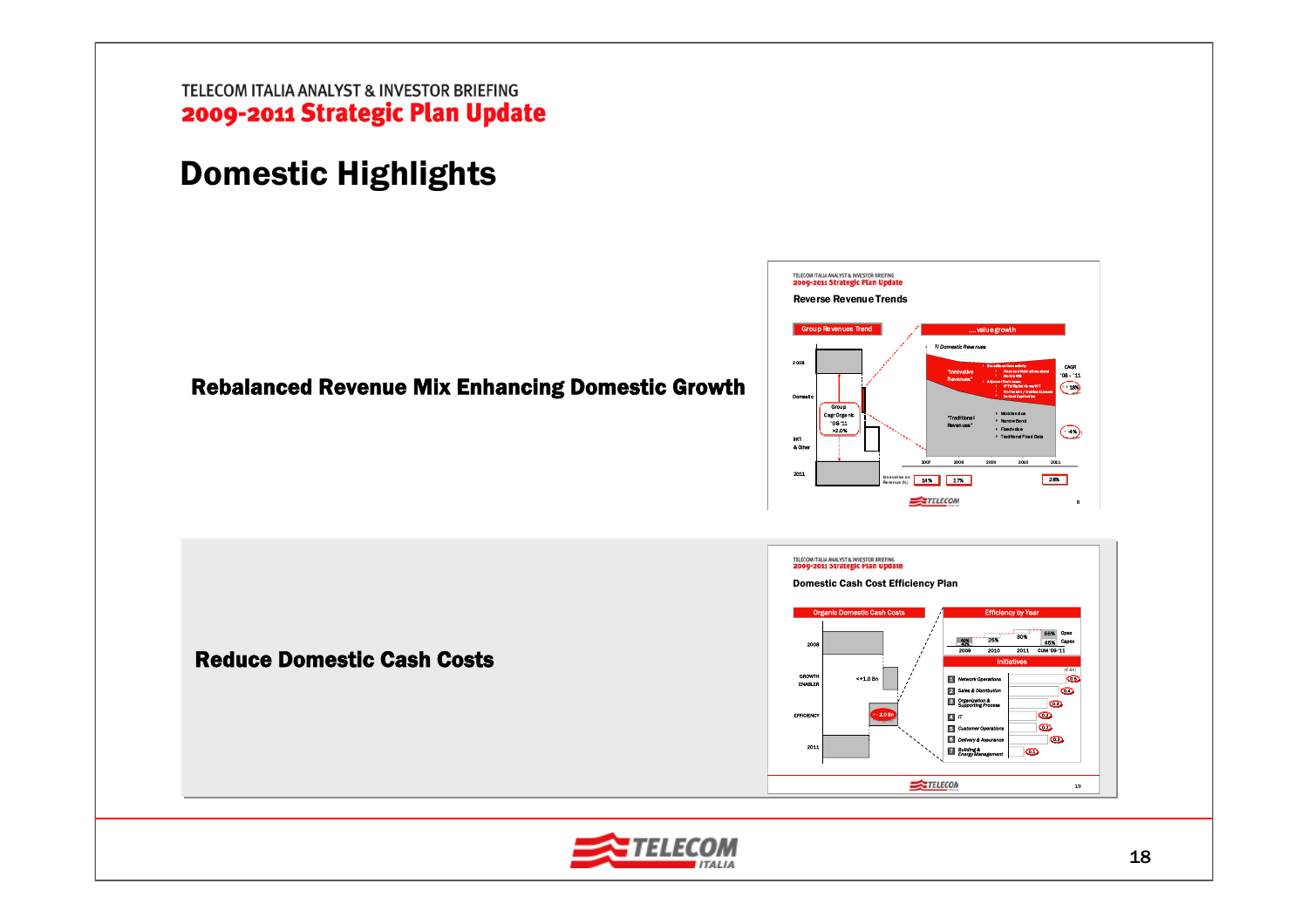# Domestic Highlights

**Rebalanced Revenue Mix Enhancing Domestic Growth**

**Reduce Domestic Cash Costs**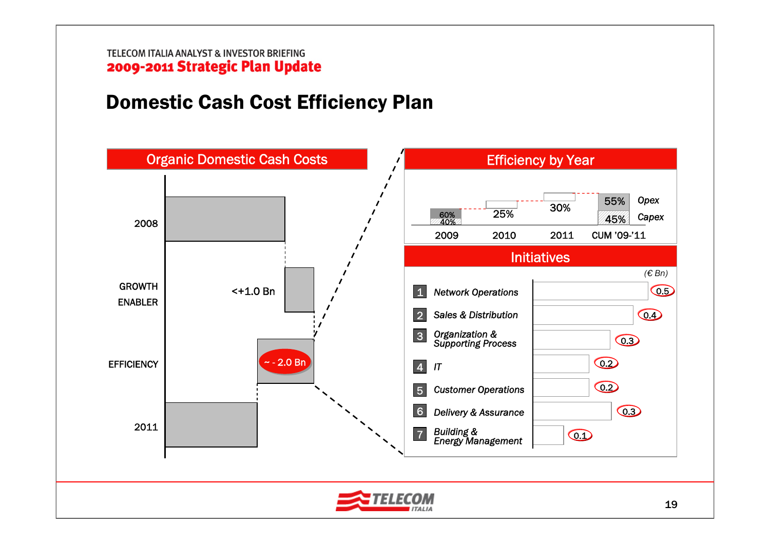TELECOM ITALIA ANALYST & INVESTOR BRIEFING
**2009-2011 Strategic Plan Update**

# Domestic Cash Cost Efficiency Plan

## Organic Domestic Cash Costs

| | |
|---|---|
| 2008 | |
| GROWTH ENABLER | <+1.0 Bn |
| EFFICIENCY | ~ - 2.0 Bn |
| 2011 | |

## Efficiency by Year

| | 2009 | 2010 | 2011 | CUM '09-'11 |
|---|---|---|---|---|
| Total | | 25% | 30% | |
| Opex | 60% | | | 55% |
| Capex | 40% | | | 45% |

## Initiatives

*(€ Bn)*

| # | Initiative | € Bn |
|---|---|---|
| 1 | *Network Operations* | 0.5 |
| 2 | *Sales & Distribution* | 0.4 |
| 3 | *Organization & Supporting Process* | 0.3 |
| 4 | *IT* | 0.2 |
| 5 | *Customer Operations* | 0.2 |
| 6 | *Delivery & Assurance* | 0.3 |
| 7 | *Building & Energy Management* | 0.1 |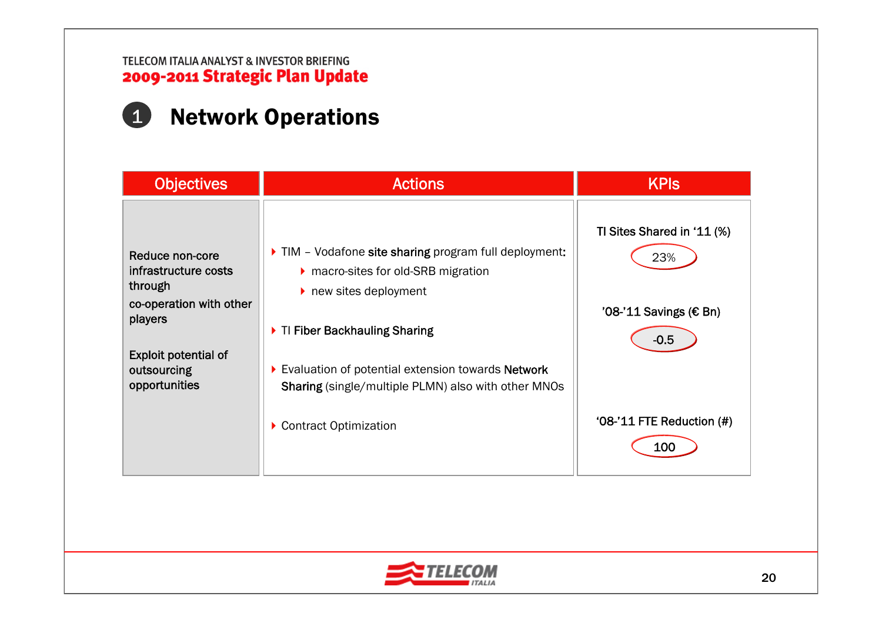# Network Operations

| Objectives | Actions | KPIs |
|---|---|---|
| Reduce non-core infrastructure costs through co-operation with other players<br><br>Exploit potential of outsourcing opportunities | ▸ TIM – Vodafone **site sharing** program full deployment:<br>  ▸ macro-sites for old-SRB migration<br>  ▸ new sites deployment<br><br>▸ TI **Fiber Backhauling Sharing**<br><br>▸ Evaluation of potential extension towards **Network Sharing** (single/multiple PLMN) also with other MNOs<br><br>▸ Contract Optimization | TI Sites Shared in '11 (%): 23%<br><br>'08-'11 Savings (€ Bn): -0.5<br><br>'08-'11 FTE Reduction (#): 100 |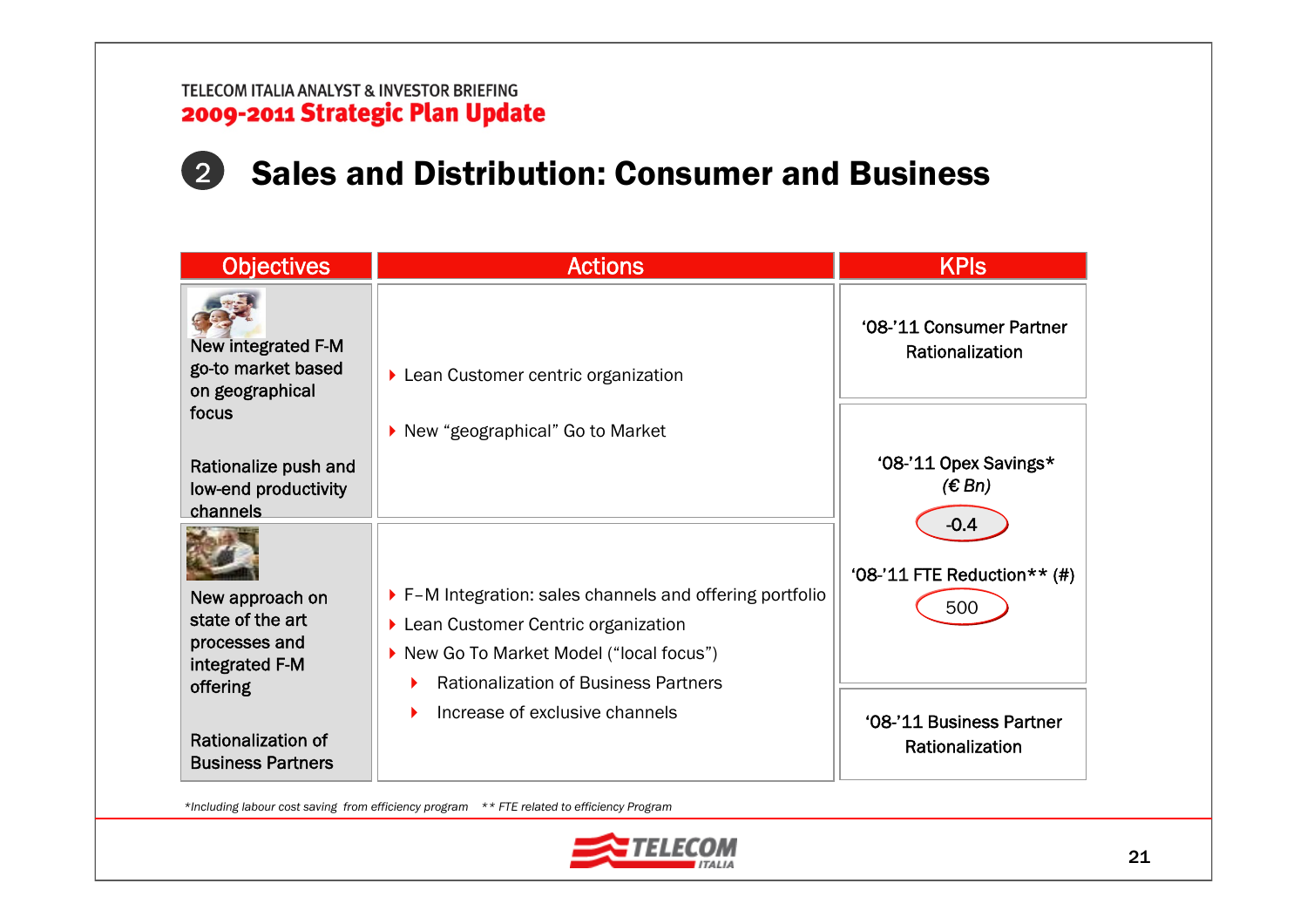# 2 Sales and Distribution: Consumer and Business

| Objectives | Actions | KPIs |
|---|---|---|
| New integrated F-M go-to market based on geographical focus<br><br>Rationalize push and low-end productivity channels | ‣ Lean Customer centric organization<br>‣ New "geographical" Go to Market | '08-'11 Consumer Partner Rationalization<br><br>'08-'11 Opex Savings* *(€ Bn)*: -0.4<br><br>'08-'11 FTE Reduction** (#): 500 |
| New approach on state of the art processes and integrated F-M offering<br><br>Rationalization of Business Partners | ‣ F–M Integration: sales channels and offering portfolio<br>‣ Lean Customer Centric organization<br>‣ New Go To Market Model ("local focus")<br>&nbsp;&nbsp;‣ Rationalization of Business Partners<br>&nbsp;&nbsp;‣ Increase of exclusive channels | '08-'11 Business Partner Rationalization |

*\*Including labour cost saving from efficiency program   \*\* FTE related to efficiency Program*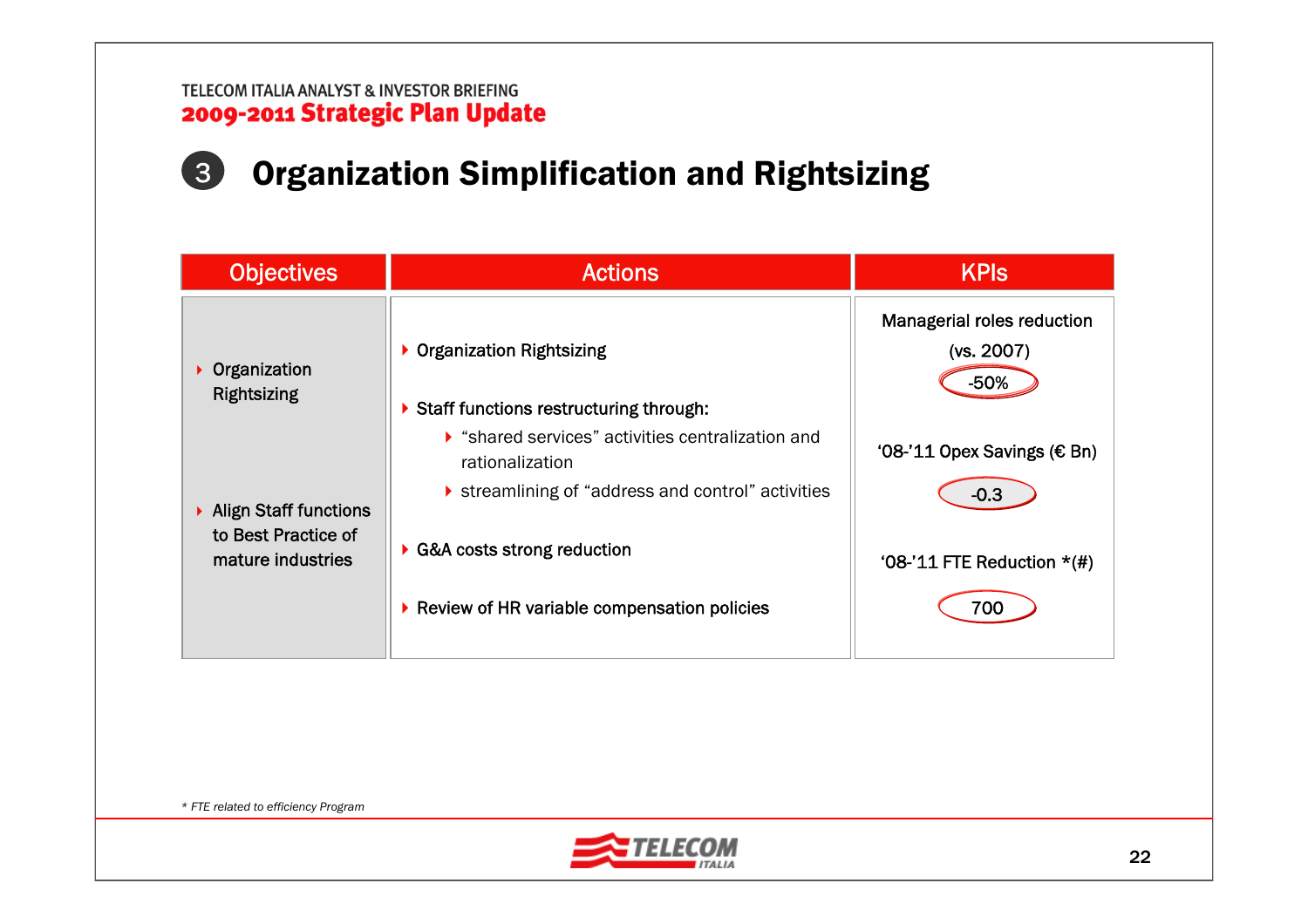TELECOM ITALIA ANALYST & INVESTOR BRIEFING
**2009-2011 Strategic Plan Update**

# 3 Organization Simplification and Rightsizing

| Objectives | Actions | KPIs |
|---|---|---|
| • Organization Rightsizing<br><br>• Align Staff functions to Best Practice of mature industries | • Organization Rightsizing<br><br>• Staff functions restructuring through:<br>  • "shared services" activities centralization and rationalization<br>  • streamlining of "address and control" activities<br><br>• G&A costs strong reduction<br><br>• Review of HR variable compensation policies | Managerial roles reduction (vs. 2007)<br>-50%<br><br>'08-'11 Opex Savings (€ Bn)<br>-0.3<br><br>'08-'11 FTE Reduction *(#)<br>700 |

*\* FTE related to efficiency Program*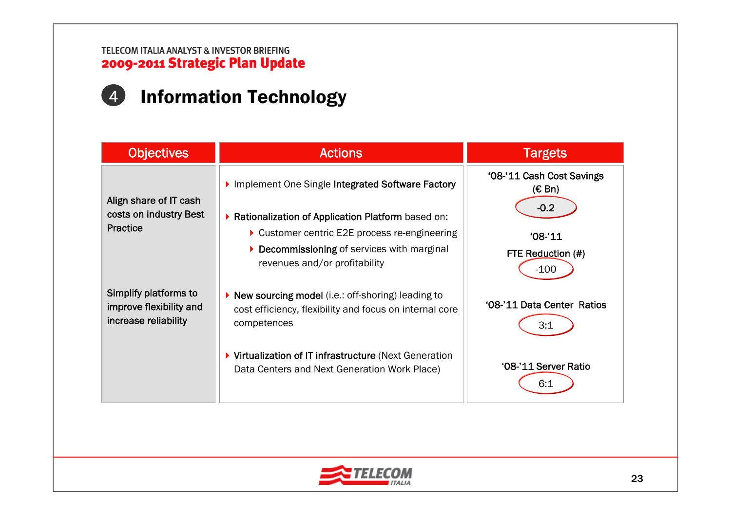# 4 Information Technology

| Objectives | Actions | Targets |
|---|---|---|
| Align share of IT cash costs on industry Best Practice | ‣ Implement One Single **Integrated Software Factory**<br>‣ **Rationalization of Application Platform** based on:<br>&nbsp;&nbsp;‣ Customer centric E2E process re-engineering<br>&nbsp;&nbsp;‣ **Decommissioning** of services with marginal revenues and/or profitability | '08-'11 Cash Cost Savings (€ Bn): **-0.2**<br><br>'08-'11 FTE Reduction (#): **-100** |
| Simplify platforms to improve flexibility and increase reliability | ‣ **New sourcing model** (i.e.: off-shoring) leading to cost efficiency, flexibility and focus on internal core competences<br>‣ **Virtualization of IT infrastructure** (Next Generation Data Centers and Next Generation Work Place) | '08-'11 Data Center Ratios: **3:1**<br><br>'08-'11 Server Ratio: **6:1** |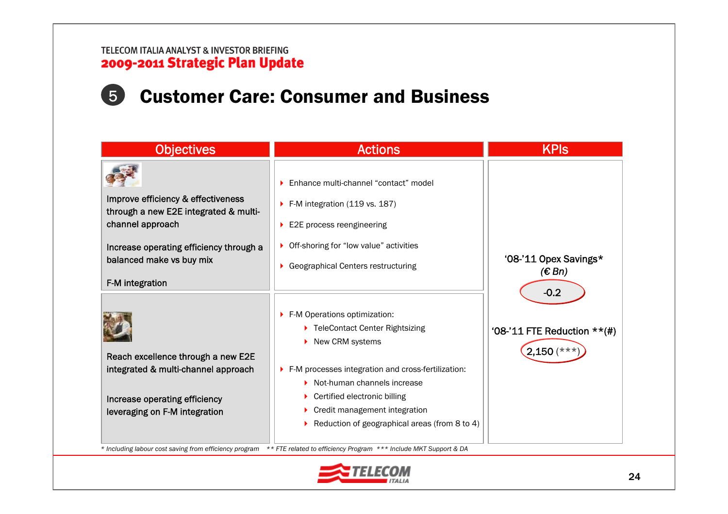TELECOM ITALIA ANALYST & INVESTOR BRIEFING
**2009-2011 Strategic Plan Update**

# 5 Customer Care: Consumer and Business

| Objectives | Actions | KPIs |
|---|---|---|
| Improve efficiency & effectiveness through a new E2E integrated & multi-channel approach<br><br>Increase operating efficiency through a balanced make vs buy mix<br><br>F-M integration | - Enhance multi-channel "contact" model<br>- F-M integration (119 vs. 187)<br>- E2E process reengineering<br>- Off-shoring for "low value" activities<br>- Geographical Centers restructuring | '08-'11 Opex Savings* *(€ Bn)*<br>-0.2<br><br>'08-'11 FTE Reduction **(#)<br>2,150 (***) |
| Reach excellence through a new E2E integrated & multi-channel approach<br><br>Increase operating efficiency leveraging on F-M integration | - F-M Operations optimization:<br>  - TeleContact Center Rightsizing<br>  - New CRM systems<br>- F-M processes integration and cross-fertilization:<br>  - Not-human channels increase<br>  - Certified electronic billing<br>  - Credit management integration<br>  - Reduction of geographical areas (from 8 to 4) | |

*\* Including labour cost saving from efficiency program ** FTE related to efficiency Program *** Include MKT Support & DA*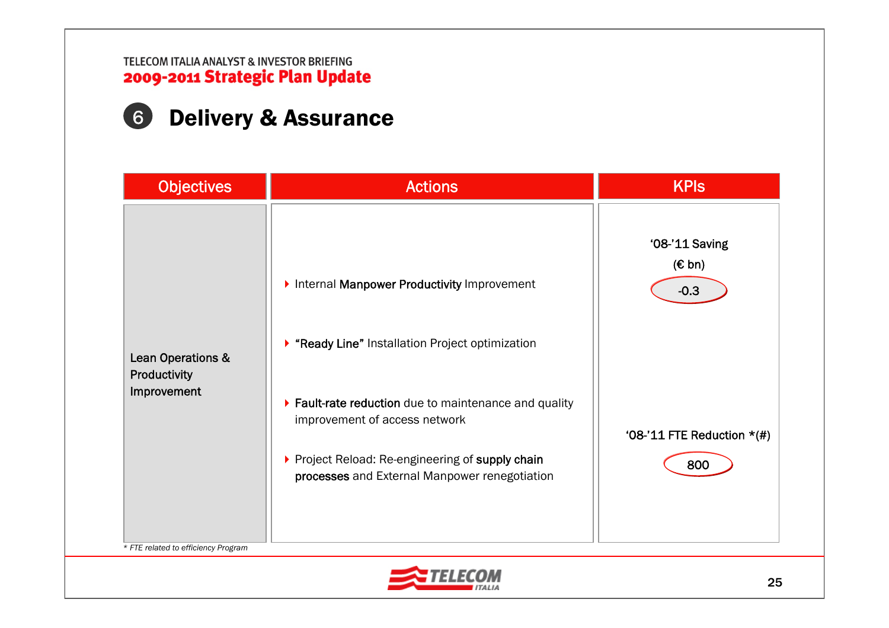# 6 Delivery & Assurance

| Objectives | Actions | KPIs |
|---|---|---|
| Lean Operations & Productivity Improvement | Internal **Manpower Productivity** Improvement<br>**"Ready Line"** Installation Project optimization<br>**Fault-rate reduction** due to maintenance and quality improvement of access network<br>Project Reload: Re-engineering of **supply chain processes** and External Manpower renegotiation | '08-'11 Saving (€ bn): -0.3<br>'08-'11 FTE Reduction *(#): 800 |

*\* FTE related to efficiency Program*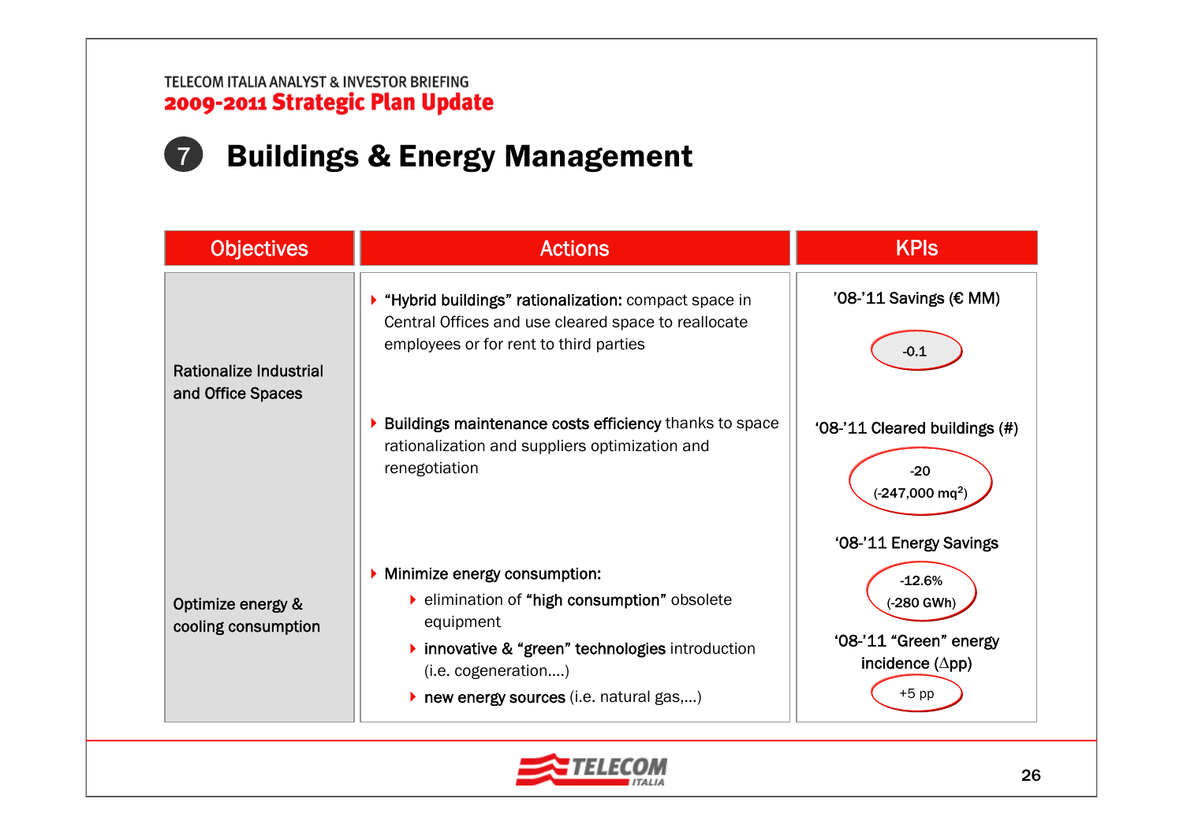## 7 Buildings & Energy Management

| Objectives | Actions | KPIs |
|---|---|---|
| Rationalize Industrial and Office Spaces | **"Hybrid buildings" rationalization:** compact space in Central Offices and use cleared space to reallocate employees or for rent to third parties<br><br>**Buildings maintenance costs efficiency** thanks to space rationalization and suppliers optimization and renegotiation | '08-'11 Savings (€ MM): -0.1<br><br>'08-'11 Cleared buildings (#): -20 (-247,000 mq$^2$) |
| Optimize energy & cooling consumption | **Minimize energy consumption:**<br>- elimination of **"high consumption"** obsolete equipment<br>- **innovative & "green" technologies** introduction (i.e. cogeneration….)<br>- **new energy sources** (i.e. natural gas,…) | '08-'11 Energy Savings: -12.6% (-280 GWh)<br><br>'08-'11 "Green" energy incidence ($\Delta$pp): +5 pp |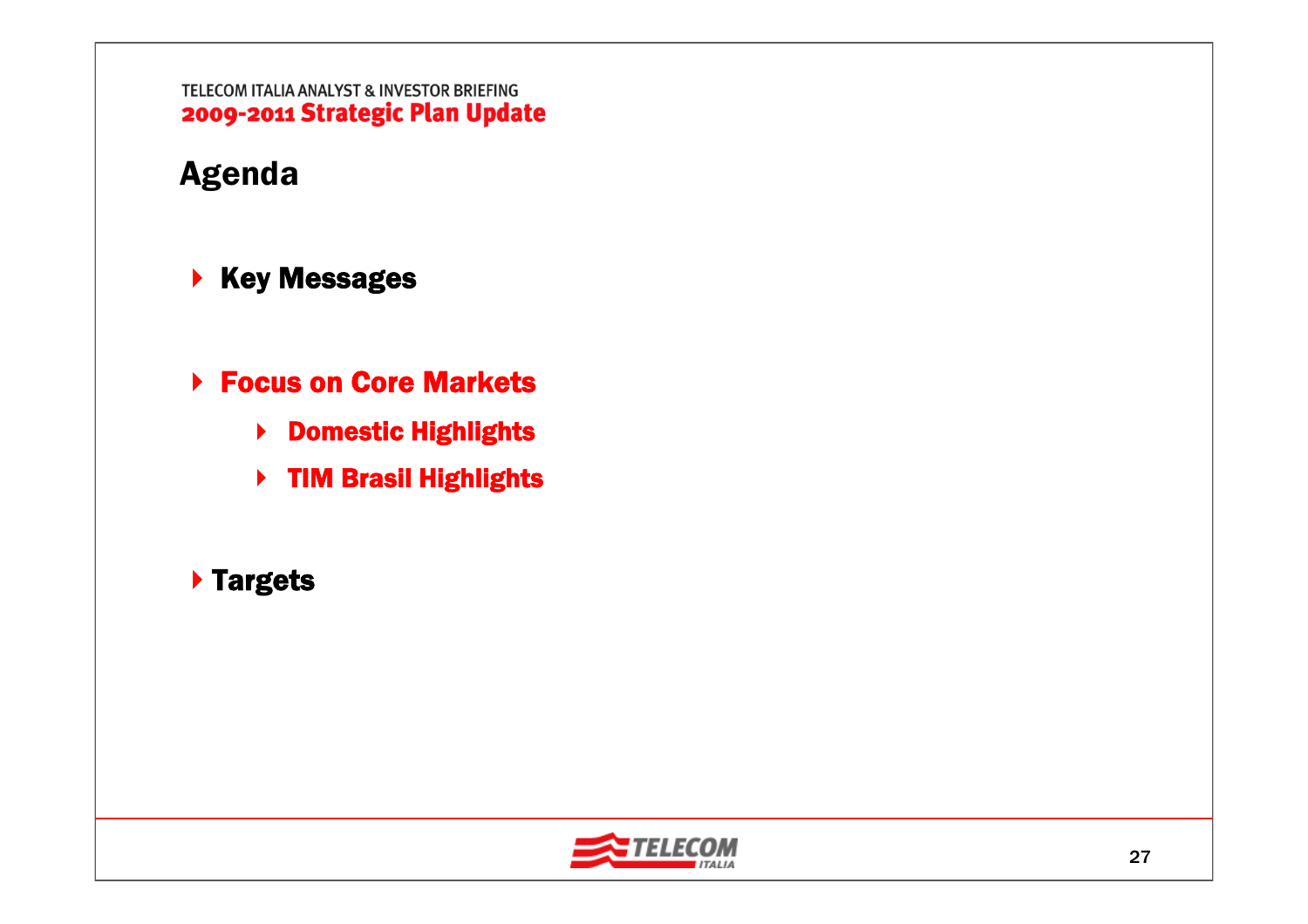# Agenda

- **Key Messages**
- **Focus on Core Markets**
  - **Domestic Highlights**
  - **TIM Brasil Highlights**
- **Targets**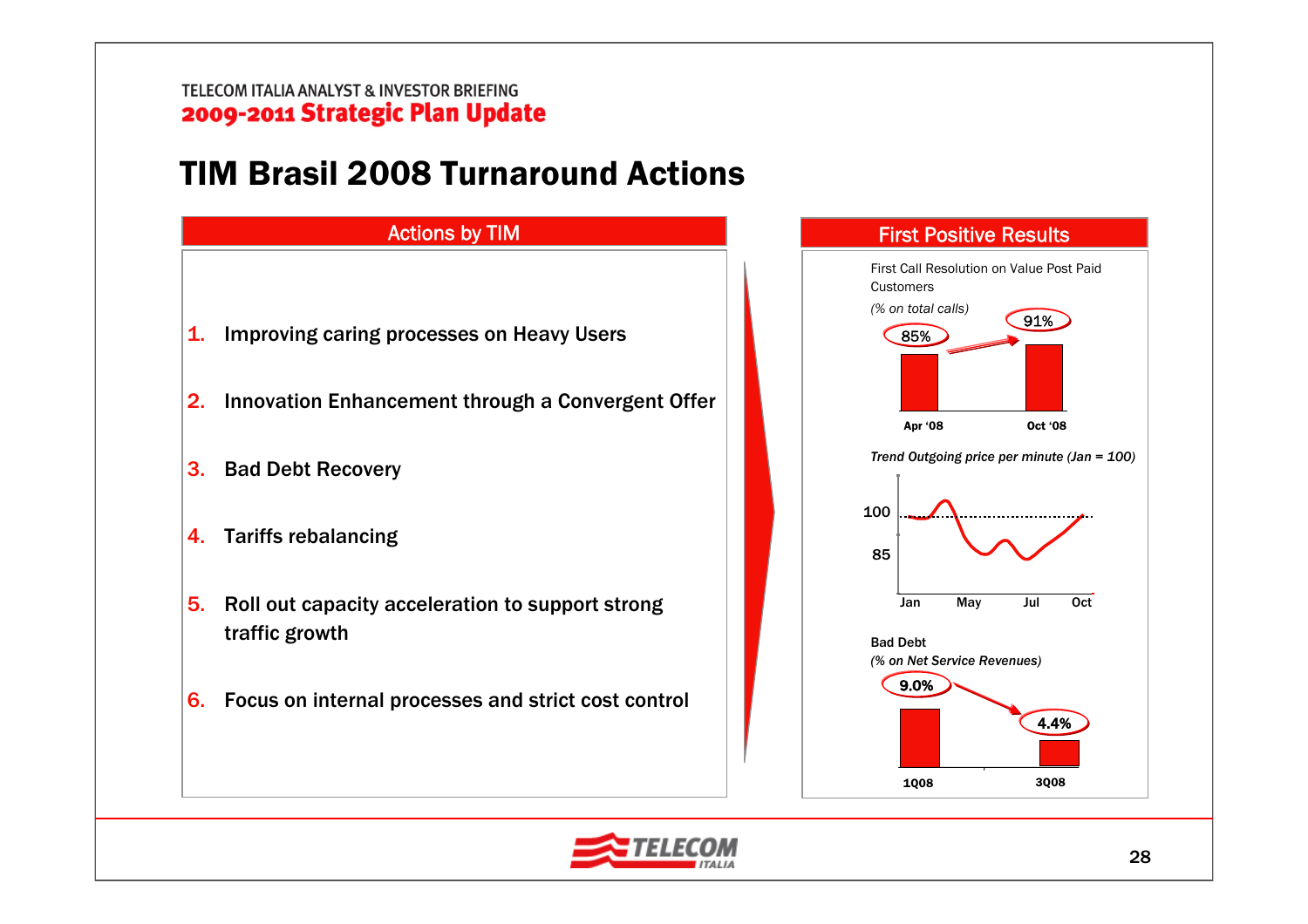# TIM Brasil 2008 Turnaround Actions

## Actions by TIM

1. Improving caring processes on Heavy Users
2. Innovation Enhancement through a Convergent Offer
3. Bad Debt Recovery
4. Tariffs rebalancing
5. Roll out capacity acceleration to support strong traffic growth
6. Focus on internal processes and strict cost control

## First Positive Results

First Call Resolution on Value Post Paid Customers

*(% on total calls)*

| Apr '08 | Oct '08 |
|---|---|
| 85% | 91% |

*Trend Outgoing price per minute (Jan = 100)*

100

85

Jan May Jul Oct

**Bad Debt**

***(% on Net Service Revenues)***

| 1Q08 | 3Q08 |
|---|---|
| 9.0% | 4.4% |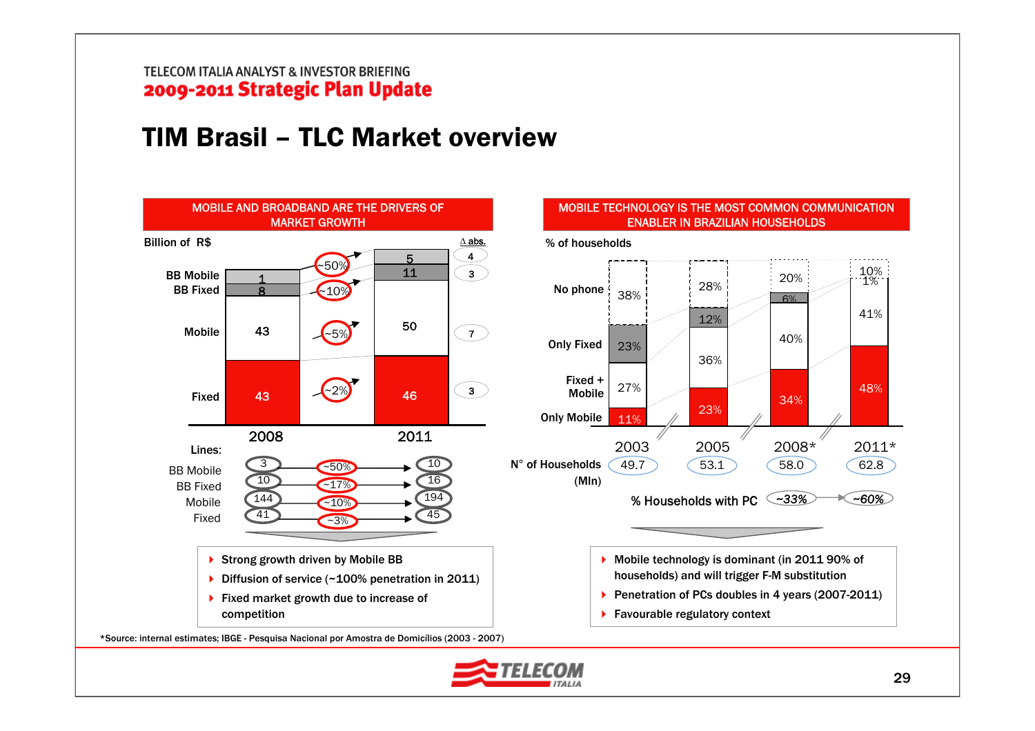# TIM Brasil – TLC Market overview

## MOBILE AND BROADBAND ARE THE DRIVERS OF MARKET GROWTH

Billion of R$

| | 2008 | CAGR | 2011 | Δ abs. |
|---|---|---|---|---|
| BB Mobile | 1 | ~50% | 5 | 4 |
| BB Fixed | 8 | ~10% | 11 | 3 |
| Mobile | 43 | ~5% | 50 | 7 |
| Fixed | 43 | ~2% | 46 | 3 |

Lines:

| | 2008 | CAGR | 2011 |
|---|---|---|---|
| BB Mobile | 3 | ~50% | 10 |
| BB Fixed | 10 | ~17% | 16 |
| Mobile | 144 | ~10% | 194 |
| Fixed | 41 | ~3% | 45 |

- Strong growth driven by Mobile BB
- Diffusion of service (~100% penetration in 2011)
- Fixed market growth due to increase of competition

## MOBILE TECHNOLOGY IS THE MOST COMMON COMMUNICATION ENABLER IN BRAZILIAN HOUSEHOLDS

% of households

| | 2003 | 2005 | 2008* | 2011* |
|---|---|---|---|---|
| No phone | 38% | 28% | 20% | 10% |
| Only Fixed | 23% | 12% | 6% | 1% |
| Fixed + Mobile | 27% | 36% | 40% | 41% |
| Only Mobile | 11% | 23% | 34% | 48% |
| N° of Households (Mln) | 49.7 | 53.1 | 58.0 | 62.8 |

% Households with PC: ~33% → ~60%

- Mobile technology is dominant (in 2011 90% of households) and will trigger F-M substitution
- Penetration of PCs doubles in 4 years (2007-2011)
- Favourable regulatory context

*Source: internal estimates; IBGE - Pesquisa Nacional por Amostra de Domicílios (2003 - 2007)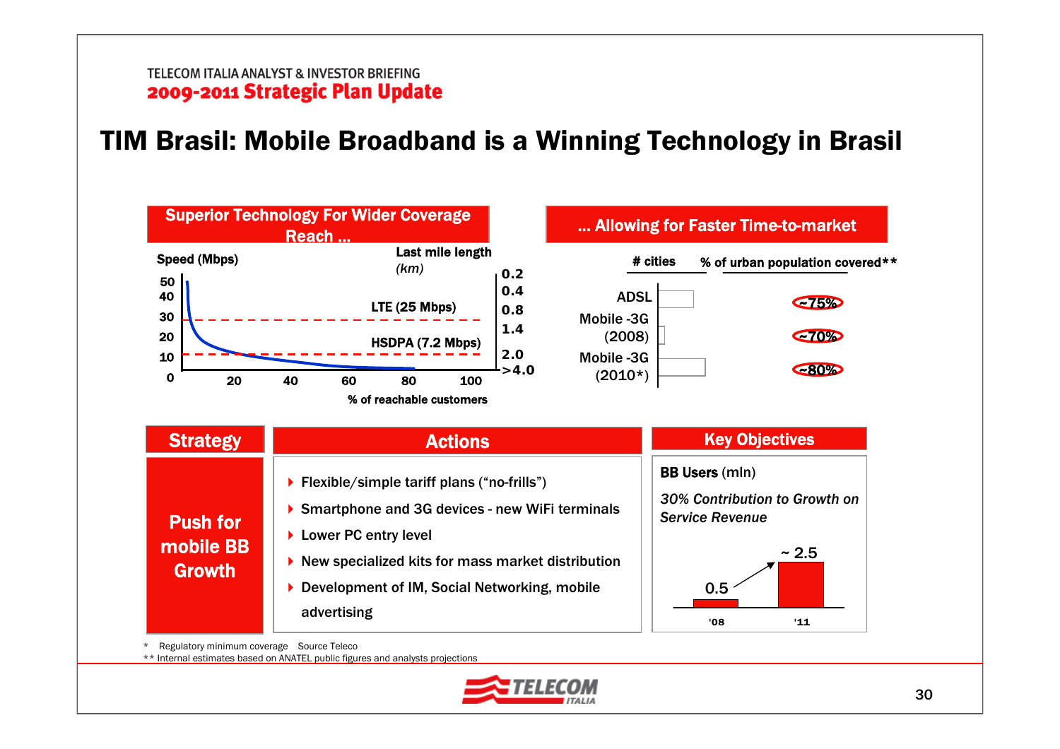# TIM Brasil: Mobile Broadband is a Winning Technology in Brasil

## Superior Technology For Wider Coverage Reach ...

Speed (Mbps)

Last mile length *(km)*

| Speed (Mbps) | Last mile length (km) |
|---|---|
| 50 | 0.2 |
| 40 | 0.4 |
| 30 | 0.8 |
| 20 | 1.4 |
| 10 | 2.0 |
| 0 | >4.0 |

LTE (25 Mbps)

HSDPA (7.2 Mbps)

% of reachable customers: 20, 40, 60, 80, 100

## ... Allowing for Faster Time-to-market

| | # cities | % of urban population covered** |
|---|---|---|
| ADSL | | ~75% |
| Mobile -3G (2008) | | ~70% |
| Mobile -3G (2010*) | | ~80% |

## Strategy

**Push for mobile BB Growth**

## Actions

- Flexible/simple tariff plans ("no-frills")
- Smartphone and 3G devices - new WiFi terminals
- Lower PC entry level
- New specialized kits for mass market distribution
- Development of IM, Social Networking, mobile advertising

## Key Objectives

**BB Users** (mln)

*30% Contribution to Growth on Service Revenue*

| '08 | '11 |
|---|---|
| 0.5 | ~ 2.5 |

\* Regulatory minimum coverage Source Teleco

** Internal estimates based on ANATEL public figures and analysts projections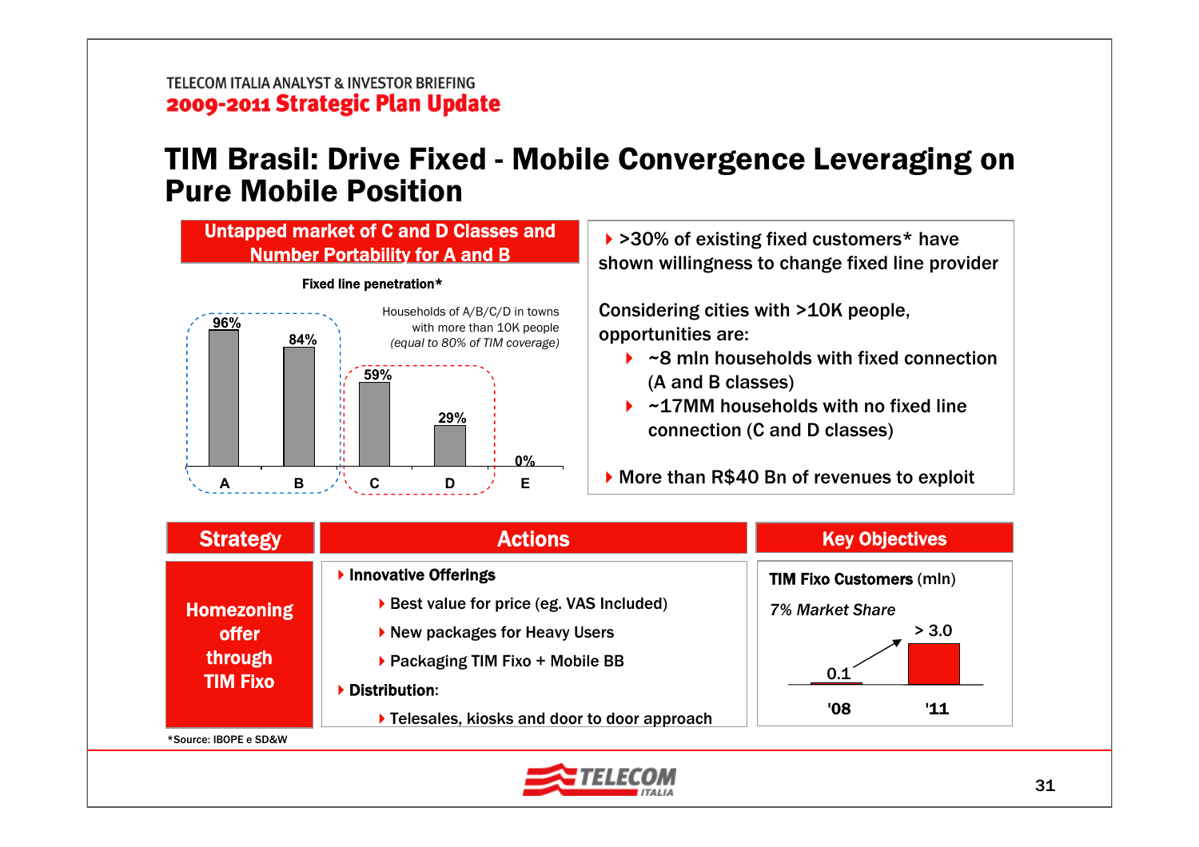## TIM Brasil: Drive Fixed - Mobile Convergence Leveraging on Pure Mobile Position

**Untapped market of C and D Classes and Number Portability for A and B**

**Fixed line penetration***

Households of A/B/C/D in towns with more than 10K people *(equal to 80% of TIM coverage)*

| Class | Penetration |
|---|---|
| A | 96% |
| B | 84% |
| C | 59% |
| D | 29% |
| E | 0% |

- >30% of existing fixed customers* have shown willingness to change fixed line provider

Considering cities with >10K people, opportunities are:

- ~8 mln households with fixed connection (A and B classes)
- ~17MM households with no fixed line connection (C and D classes)

- More than R$40 Bn of revenues to exploit

| Strategy | Actions | Key Objectives |
|---|---|---|
| **Homezoning offer through TIM Fixo** | **Innovative Offerings**<br>- Best value for price (eg. VAS Included)<br>- New packages for Heavy Users<br>- Packaging TIM Fixo + Mobile BB<br>**Distribution:**<br>- Telesales, kiosks and door to door approach | **TIM Fixo Customers** (mln)<br>*7% Market Share*<br>'08: 0.1<br>'11: > 3.0 |

*Source: IBOPE e SD&W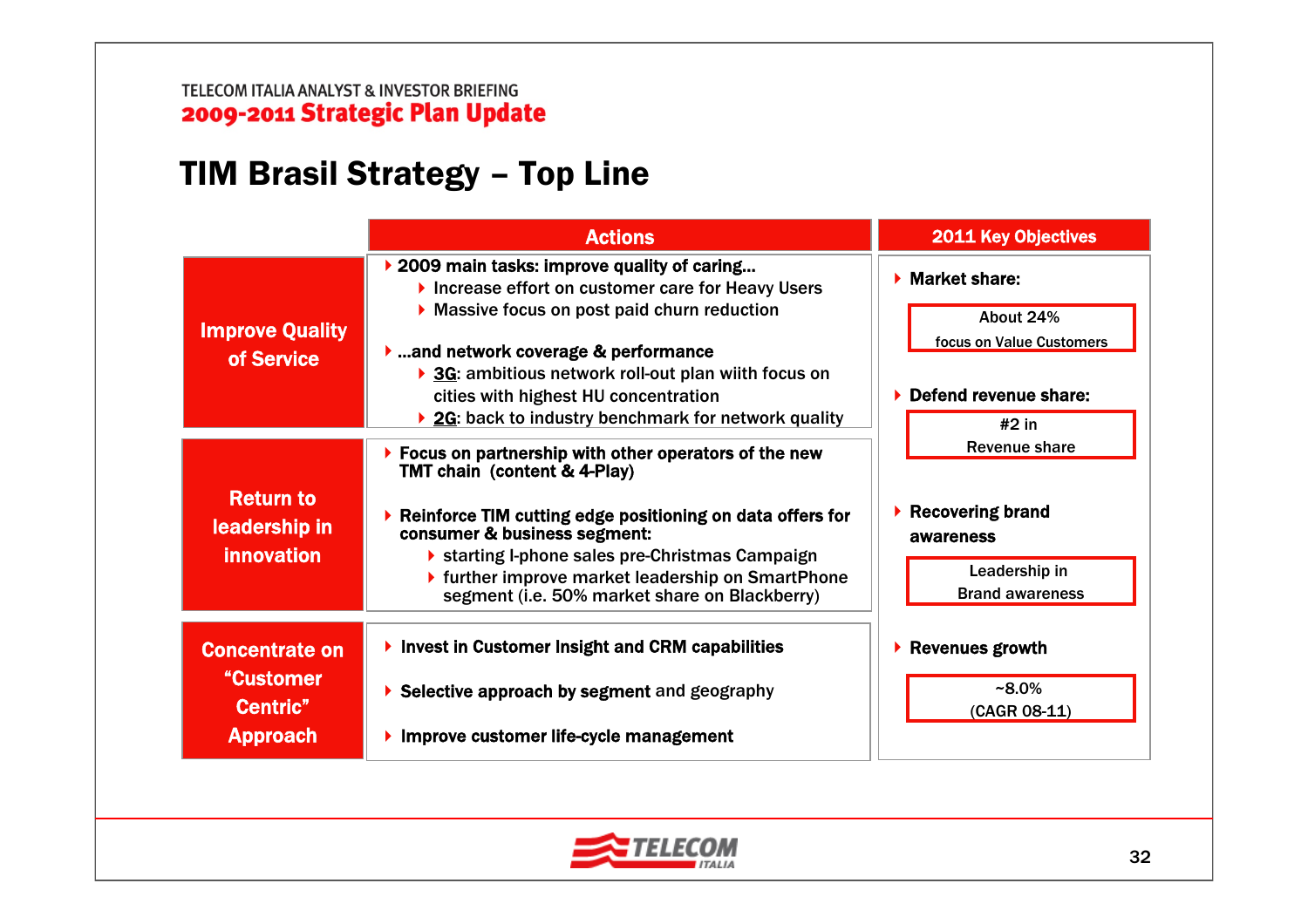# TIM Brasil Strategy – Top Line

| | Actions |
|---|---|
| **Improve Quality of Service** | **2009 main tasks: improve quality of caring…**<br>• Increase effort on customer care for Heavy Users<br>• Massive focus on post paid churn reduction<br><br>**…and network coverage & performance**<br>• 3G: ambitious network roll-out plan wiith focus on cities with highest HU concentration<br>• 2G: back to industry benchmark for network quality |
| **Return to leadership in innovation** | **Focus on partnership with other operators of the new TMT chain (content & 4-Play)**<br><br>**Reinforce TIM cutting edge positioning on data offers for consumer & business segment:**<br>• starting I-phone sales pre-Christmas Campaign<br>• further improve market leadership on SmartPhone segment (i.e. 50% market share on Blackberry) |
| **Concentrate on "Customer Centric" Approach** | **Invest in Customer Insight and CRM capabilities**<br><br>**Selective approach by segment** and geography<br><br>**Improve customer life-cycle management** |

## 2011 Key Objectives

- **Market share:**
  - About 24% — focus on Value Customers
- **Defend revenue share:**
  - #2 in Revenue share
- **Recovering brand awareness**
  - Leadership in Brand awareness
- **Revenues growth**
  - ~8.0% (CAGR 08-11)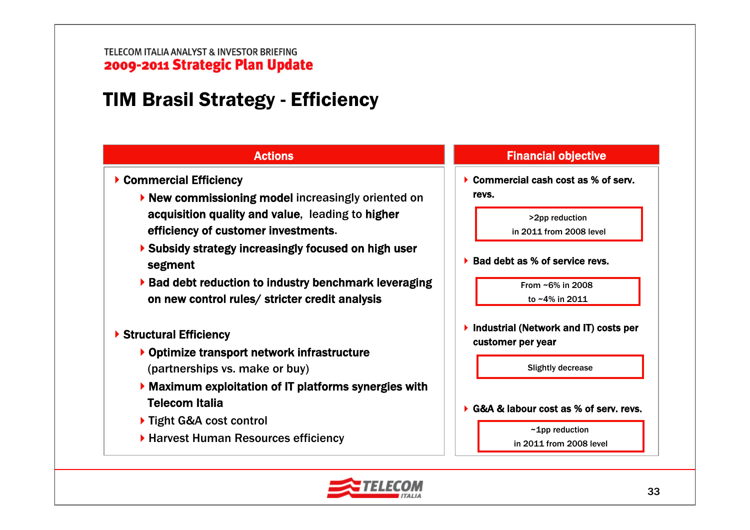# TIM Brasil Strategy - Efficiency

## Actions

- **Commercial Efficiency**
  - **New commissioning model** increasingly oriented on **acquisition quality and value**, leading to **higher efficiency of customer investments**.
  - **Subsidy strategy increasingly focused on high user segment**
  - **Bad debt reduction to industry benchmark leveraging on new control rules/ stricter credit analysis**
- **Structural Efficiency**
  - **Optimize transport network infrastructure** (partnerships vs. make or buy)
  - **Maximum exploitation of IT platforms synergies with Telecom Italia**
  - Tight G&A cost control
  - Harvest Human Resources efficiency

## Financial objective

- **Commercial cash cost as % of serv. revs.**
  - >2pp reduction in 2011 from 2008 level
- **Bad debt as % of service revs.**
  - From ~6% in 2008 to ~4% in 2011
- **Industrial (Network and IT) costs per customer per year**
  - Slightly decrease
- **G&A & labour cost as % of serv. revs.**
  - ~1pp reduction in 2011 from 2008 level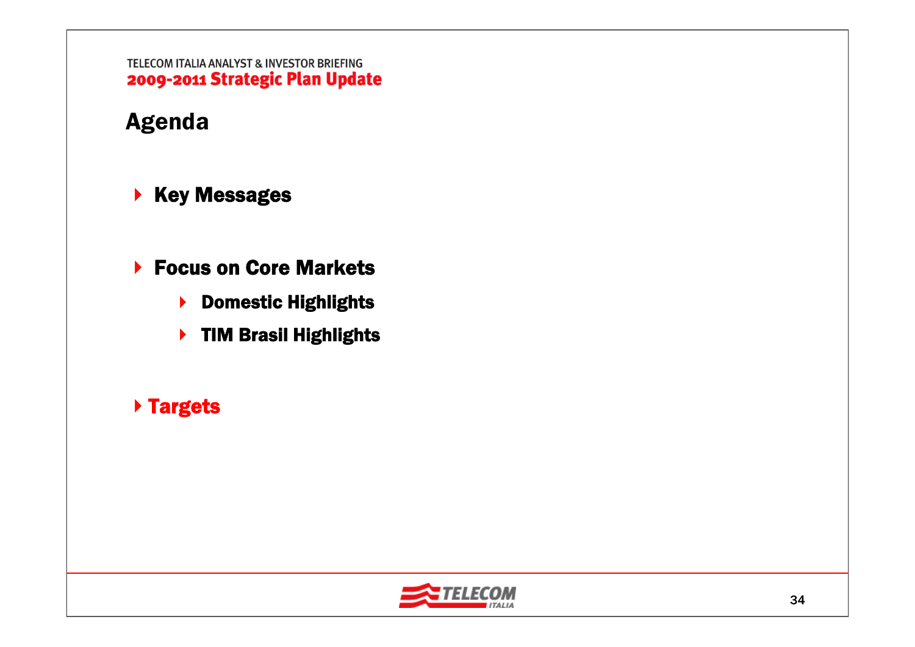## Agenda

- **Key Messages**
- **Focus on Core Markets**
  - **Domestic Highlights**
  - **TIM Brasil Highlights**
- **Targets**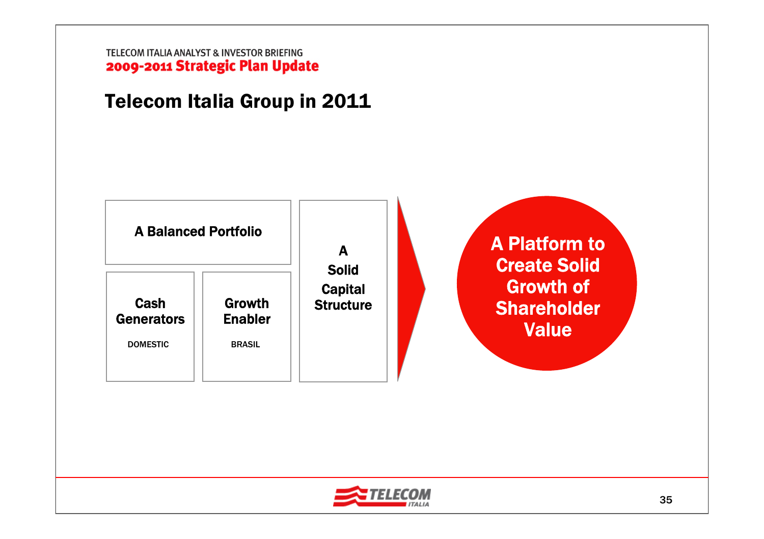# Telecom Italia Group in 2011

**A Balanced Portfolio**

**Cash Generators**
DOMESTIC

**Growth Enabler**
BRASIL

**A Solid Capital Structure**

**A Platform to Create Solid Growth of Shareholder Value**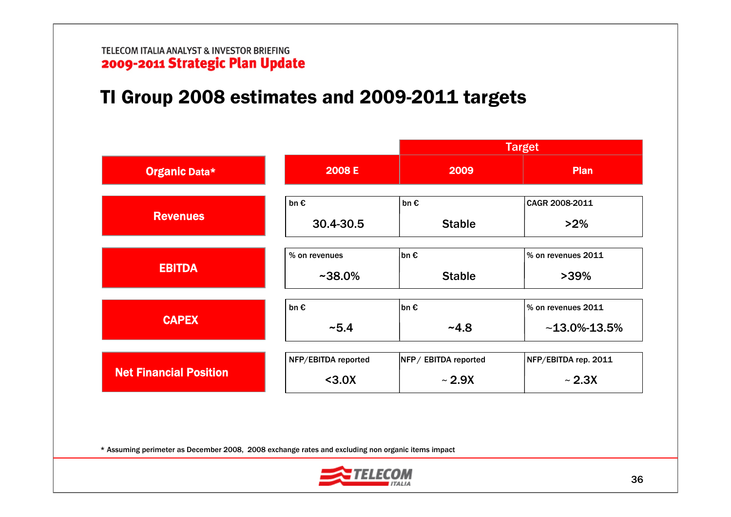TELECOM ITALIA ANALYST & INVESTOR BRIEFING
**2009-2011 Strategic Plan Update**

# TI Group 2008 estimates and 2009-2011 targets

| Organic Data* | 2008 E | Target 2009 | Target Plan |
|---|---|---|---|
| Revenues | bn € 30.4-30.5 | bn € Stable | CAGR 2008-2011 >2% |
| EBITDA | % on revenues ~38.0% | bn € Stable | % on revenues 2011 >39% |
| CAPEX | bn € ~5.4 | bn € ~4.8 | % on revenues 2011 ~13.0%-13.5% |
| Net Financial Position | NFP/EBITDA reported <3.0X | NFP/ EBITDA reported ~ 2.9X | NFP/EBITDA rep. 2011 ~ 2.3X |

\* Assuming perimeter as December 2008, 2008 exchange rates and excluding non organic items impact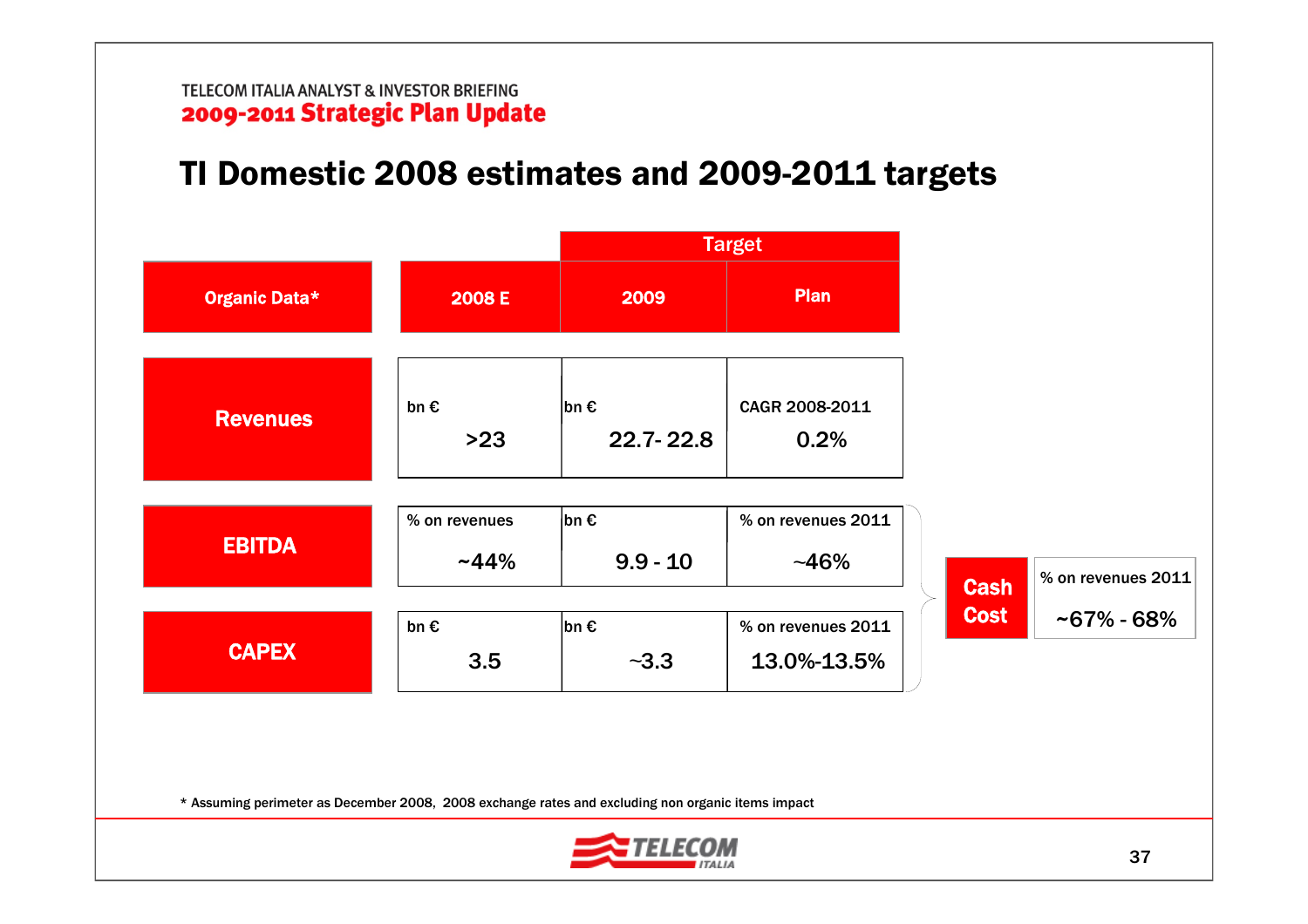TELECOM ITALIA ANALYST & INVESTOR BRIEFING
**2009-2011 Strategic Plan Update**

# TI Domestic 2008 estimates and 2009-2011 targets

| Organic Data* | 2008 E | Target 2009 | Target Plan |
|---|---|---|---|
| **Revenues** | bn € >23 | bn € 22.7- 22.8 | CAGR 2008-2011 0.2% |
| **EBITDA** | % on revenues ~44% | bn € 9.9 - 10 | % on revenues 2011 ~46% |
| **CAPEX** | bn € 3.5 | bn € ~3.3 | % on revenues 2011 13.0%-13.5% |

| Cash Cost | % on revenues 2011 |
|---|---|
| | ~67% - 68% |

\* Assuming perimeter as December 2008, 2008 exchange rates and excluding non organic items impact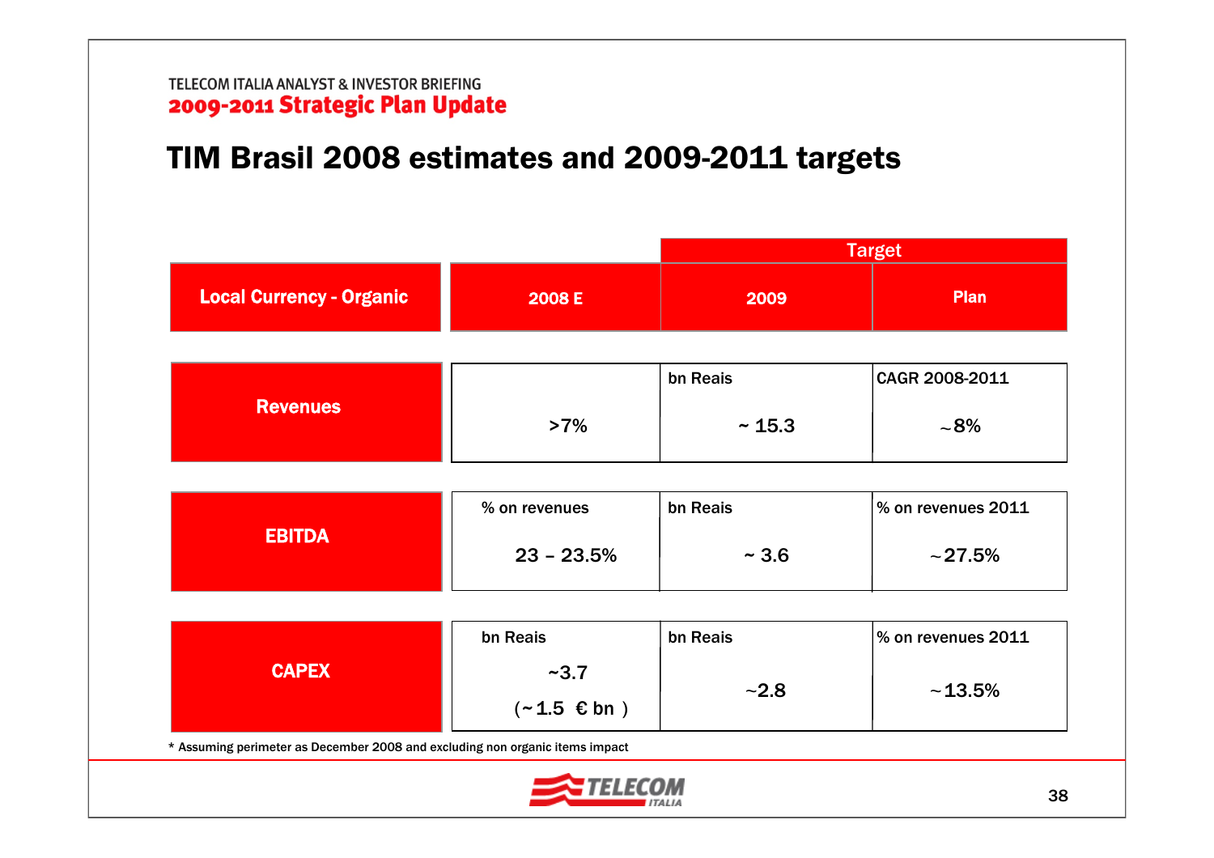TELECOM ITALIA ANALYST & INVESTOR BRIEFING

**2009-2011 Strategic Plan Update**

# TIM Brasil 2008 estimates and 2009-2011 targets

| Local Currency - Organic | 2008 E | Target 2009 | Target Plan |
|---|---|---|---|
| Revenues | >7% | bn Reais ~ 15.3 | CAGR 2008-2011 ~8% |
| EBITDA | % on revenues 23 – 23.5% | bn Reais ~ 3.6 | % on revenues 2011 ~27.5% |
| CAPEX | bn Reais ~3.7 (~1.5 € bn ) | bn Reais ~2.8 | % on revenues 2011 ~13.5% |

\* Assuming perimeter as December 2008 and excluding non organic items impact